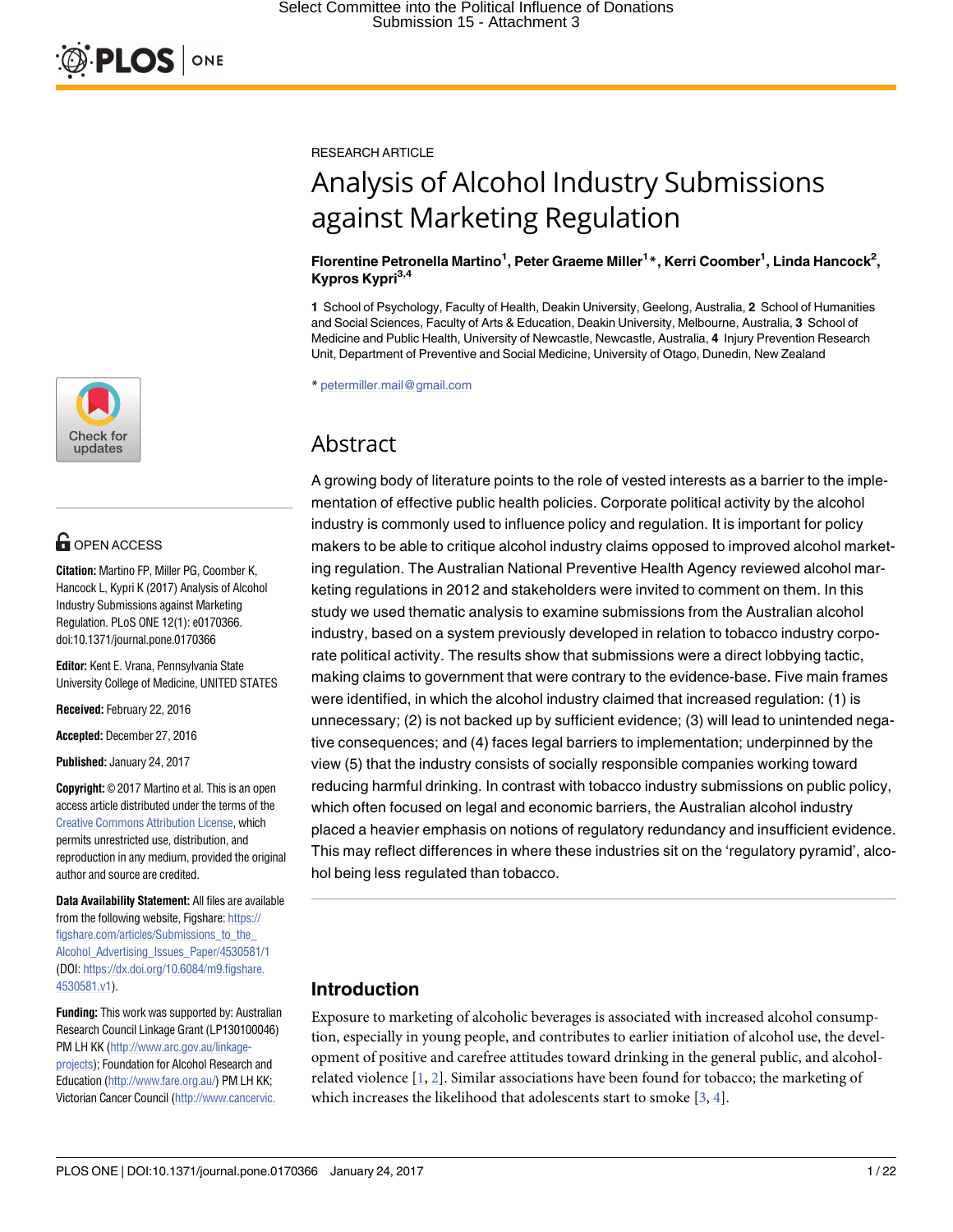Select Committee into the Political Influence of Donations
Submission 15 - Attachment 3

RESEARCH ARTICLE

# Analysis of Alcohol Industry Submissions against Marketing Regulation

**Florentine Petronella Martino[1], Peter Graeme Miller[1]\*, Kerri Coomber[1], Linda Hancock[2], Kypros Kypri[3,4]**

**1** School of Psychology, Faculty of Health, Deakin University, Geelong, Australia, **2** School of Humanities and Social Sciences, Faculty of Arts & Education, Deakin University, Melbourne, Australia, **3** School of Medicine and Public Health, University of Newcastle, Newcastle, Australia, **4** Injury Prevention Research Unit, Department of Preventive and Social Medicine, University of Otago, Dunedin, New Zealand

\* petermiller.mail@gmail.com

OPEN ACCESS

**Citation:** Martino FP, Miller PG, Coomber K, Hancock L, Kypri K (2017) Analysis of Alcohol Industry Submissions against Marketing Regulation. PLoS ONE 12(1): e0170366. doi:10.1371/journal.pone.0170366

**Editor:** Kent E. Vrana, Pennsylvania State University College of Medicine, UNITED STATES

**Received:** February 22, 2016

**Accepted:** December 27, 2016

**Published:** January 24, 2017

**Copyright:** © 2017 Martino et al. This is an open access article distributed under the terms of the Creative Commons Attribution License, which permits unrestricted use, distribution, and reproduction in any medium, provided the original author and source are credited.

**Data Availability Statement:** All files are available from the following website, Figshare: https://figshare.com/articles/Submissions_to_the_Alcohol_Advertising_Issues_Paper/4530581/1 (DOI: https://dx.doi.org/10.6084/m9.figshare.4530581.v1).

**Funding:** This work was supported by: Australian Research Council Linkage Grant (LP130100046) PM LH KK (http://www.arc.gov.au/linkage-projects); Foundation for Alcohol Research and Education (http://www.fare.org.au/) PM LH KK; Victorian Cancer Council (http://www.cancervic.

## Abstract

A growing body of literature points to the role of vested interests as a barrier to the implementation of effective public health policies. Corporate political activity by the alcohol industry is commonly used to influence policy and regulation. It is important for policy makers to be able to critique alcohol industry claims opposed to improved alcohol marketing regulation. The Australian National Preventive Health Agency reviewed alcohol marketing regulations in 2012 and stakeholders were invited to comment on them. In this study we used thematic analysis to examine submissions from the Australian alcohol industry, based on a system previously developed in relation to tobacco industry corporate political activity. The results show that submissions were a direct lobbying tactic, making claims to government that were contrary to the evidence-base. Five main frames were identified, in which the alcohol industry claimed that increased regulation: (1) is unnecessary; (2) is not backed up by sufficient evidence; (3) will lead to unintended negative consequences; and (4) faces legal barriers to implementation; underpinned by the view (5) that the industry consists of socially responsible companies working toward reducing harmful drinking. In contrast with tobacco industry submissions on public policy, which often focused on legal and economic barriers, the Australian alcohol industry placed a heavier emphasis on notions of regulatory redundancy and insufficient evidence. This may reflect differences in where these industries sit on the 'regulatory pyramid', alcohol being less regulated than tobacco.

## Introduction

Exposure to marketing of alcoholic beverages is associated with increased alcohol consumption, especially in young people, and contributes to earlier initiation of alcohol use, the development of positive and carefree attitudes toward drinking in the general public, and alcohol-related violence [1, 2]. Similar associations have been found for tobacco; the marketing of which increases the likelihood that adolescents start to smoke [3, 4].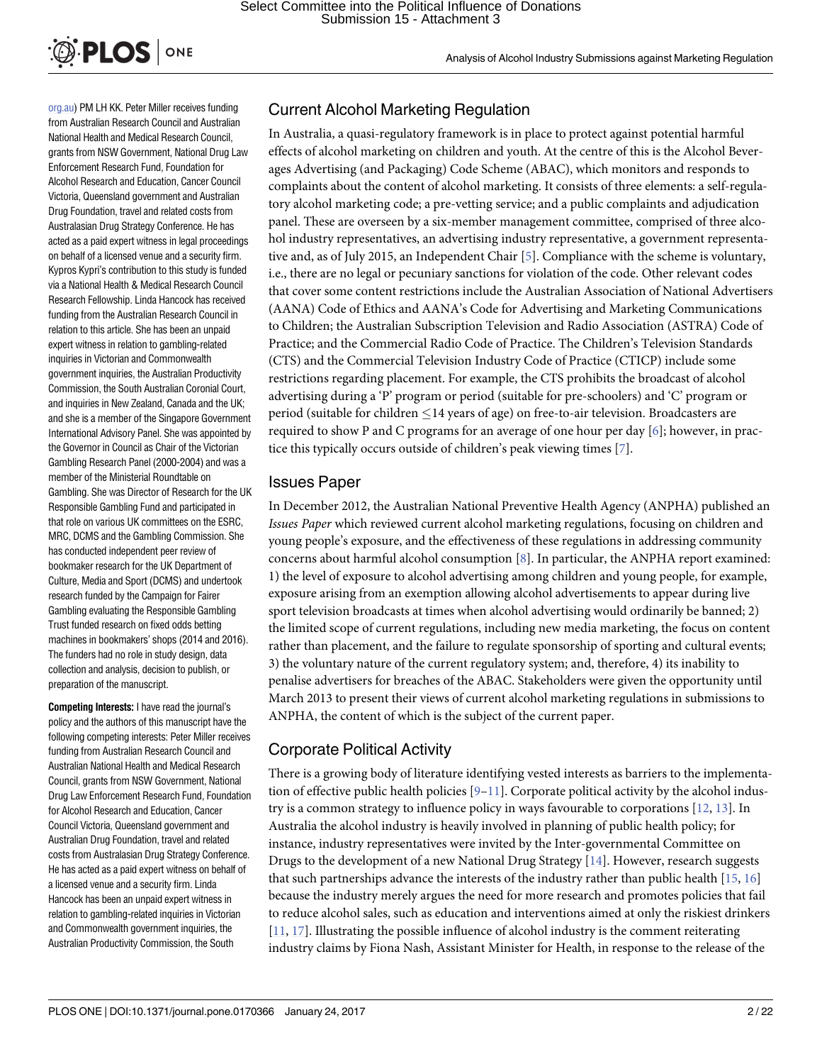org.au) PM LH KK. Peter Miller receives funding from Australian Research Council and Australian National Health and Medical Research Council, grants from NSW Government, National Drug Law Enforcement Research Fund, Foundation for Alcohol Research and Education, Cancer Council Victoria, Queensland government and Australian Drug Foundation, travel and related costs from Australasian Drug Strategy Conference. He has acted as a paid expert witness in legal proceedings on behalf of a licensed venue and a security firm. Kypros Kypri's contribution to this study is funded via a National Health & Medical Research Council Research Fellowship. Linda Hancock has received funding from the Australian Research Council in relation to this article. She has been an unpaid expert witness in relation to gambling-related inquiries in Victorian and Commonwealth government inquiries, the Australian Productivity Commission, the South Australian Coronial Court, and inquiries in New Zealand, Canada and the UK; and she is a member of the Singapore Government International Advisory Panel. She was appointed by the Governor in Council as Chair of the Victorian Gambling Research Panel (2000-2004) and was a member of the Ministerial Roundtable on Gambling. She was Director of Research for the UK Responsible Gambling Fund and participated in that role on various UK committees on the ESRC, MRC, DCMS and the Gambling Commission. She has conducted independent peer review of bookmaker research for the UK Department of Culture, Media and Sport (DCMS) and undertook research funded by the Campaign for Fairer Gambling evaluating the Responsible Gambling Trust funded research on fixed odds betting machines in bookmakers' shops (2014 and 2016). The funders had no role in study design, data collection and analysis, decision to publish, or preparation of the manuscript.

**Competing Interests:** I have read the journal's policy and the authors of this manuscript have the following competing interests: Peter Miller receives funding from Australian Research Council and Australian National Health and Medical Research Council, grants from NSW Government, National Drug Law Enforcement Research Fund, Foundation for Alcohol Research and Education, Cancer Council Victoria, Queensland government and Australian Drug Foundation, travel and related costs from Australasian Drug Strategy Conference. He has acted as a paid expert witness on behalf of a licensed venue and a security firm. Linda Hancock has been an unpaid expert witness in relation to gambling-related inquiries in Victorian and Commonwealth government inquiries, the Australian Productivity Commission, the South

## Current Alcohol Marketing Regulation

In Australia, a quasi-regulatory framework is in place to protect against potential harmful effects of alcohol marketing on children and youth. At the centre of this is the Alcohol Beverages Advertising (and Packaging) Code Scheme (ABAC), which monitors and responds to complaints about the content of alcohol marketing. It consists of three elements: a self-regulatory alcohol marketing code; a pre-vetting service; and a public complaints and adjudication panel. These are overseen by a six-member management committee, comprised of three alcohol industry representatives, an advertising industry representative, a government representative and, as of July 2015, an Independent Chair [5]. Compliance with the scheme is voluntary, i.e., there are no legal or pecuniary sanctions for violation of the code. Other relevant codes that cover some content restrictions include the Australian Association of National Advertisers (AANA) Code of Ethics and AANA's Code for Advertising and Marketing Communications to Children; the Australian Subscription Television and Radio Association (ASTRA) Code of Practice; and the Commercial Radio Code of Practice. The Children's Television Standards (CTS) and the Commercial Television Industry Code of Practice (CTICP) include some restrictions regarding placement. For example, the CTS prohibits the broadcast of alcohol advertising during a 'P' program or period (suitable for pre-schoolers) and 'C' program or period (suitable for children $\leq$14 years of age) on free-to-air television. Broadcasters are required to show P and C programs for an average of one hour per day [6]; however, in practice this typically occurs outside of children's peak viewing times [7].

## Issues Paper

In December 2012, the Australian National Preventive Health Agency (ANPHA) published an *Issues Paper* which reviewed current alcohol marketing regulations, focusing on children and young people's exposure, and the effectiveness of these regulations in addressing community concerns about harmful alcohol consumption [8]. In particular, the ANPHA report examined: 1) the level of exposure to alcohol advertising among children and young people, for example, exposure arising from an exemption allowing alcohol advertisements to appear during live sport television broadcasts at times when alcohol advertising would ordinarily be banned; 2) the limited scope of current regulations, including new media marketing, the focus on content rather than placement, and the failure to regulate sponsorship of sporting and cultural events; 3) the voluntary nature of the current regulatory system; and, therefore, 4) its inability to penalise advertisers for breaches of the ABAC. Stakeholders were given the opportunity until March 2013 to present their views of current alcohol marketing regulations in submissions to ANPHA, the content of which is the subject of the current paper.

## Corporate Political Activity

There is a growing body of literature identifying vested interests as barriers to the implementation of effective public health policies [9–11]. Corporate political activity by the alcohol industry is a common strategy to influence policy in ways favourable to corporations [12, 13]. In Australia the alcohol industry is heavily involved in planning of public health policy; for instance, industry representatives were invited by the Inter-governmental Committee on Drugs to the development of a new National Drug Strategy [14]. However, research suggests that such partnerships advance the interests of the industry rather than public health [15, 16] because the industry merely argues the need for more research and promotes policies that fail to reduce alcohol sales, such as education and interventions aimed at only the riskiest drinkers [11, 17]. Illustrating the possible influence of alcohol industry is the comment reiterating industry claims by Fiona Nash, Assistant Minister for Health, in response to the release of the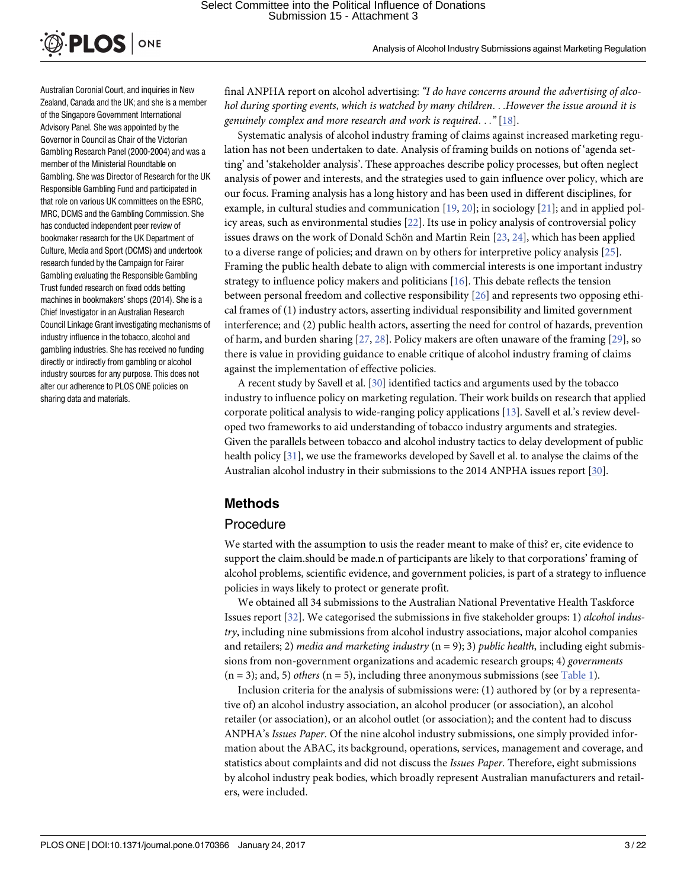Australian Coronial Court, and inquiries in New Zealand, Canada and the UK; and she is a member of the Singapore Government International Advisory Panel. She was appointed by the Governor in Council as Chair of the Victorian Gambling Research Panel (2000-2004) and was a member of the Ministerial Roundtable on Gambling. She was Director of Research for the UK Responsible Gambling Fund and participated in that role on various UK committees on the ESRC, MRC, DCMS and the Gambling Commission. She has conducted independent peer review of bookmaker research for the UK Department of Culture, Media and Sport (DCMS) and undertook research funded by the Campaign for Fairer Gambling evaluating the Responsible Gambling Trust funded research on fixed odds betting machines in bookmakers' shops (2014). She is a Chief Investigator in an Australian Research Council Linkage Grant investigating mechanisms of industry influence in the tobacco, alcohol and gambling industries. She has received no funding directly or indirectly from gambling or alcohol industry sources for any purpose. This does not alter our adherence to PLOS ONE policies on sharing data and materials.

final ANPHA report on alcohol advertising: *"I do have concerns around the advertising of alcohol during sporting events, which is watched by many children. . .However the issue around it is genuinely complex and more research and work is required. . ."* [18].

Systematic analysis of alcohol industry framing of claims against increased marketing regulation has not been undertaken to date. Analysis of framing builds on notions of 'agenda setting' and 'stakeholder analysis'. These approaches describe policy processes, but often neglect analysis of power and interests, and the strategies used to gain influence over policy, which are our focus. Framing analysis has a long history and has been used in different disciplines, for example, in cultural studies and communication [19, 20]; in sociology [21]; and in applied policy areas, such as environmental studies [22]. Its use in policy analysis of controversial policy issues draws on the work of Donald Schön and Martin Rein [23, 24], which has been applied to a diverse range of policies; and drawn on by others for interpretive policy analysis [25]. Framing the public health debate to align with commercial interests is one important industry strategy to influence policy makers and politicians [16]. This debate reflects the tension between personal freedom and collective responsibility [26] and represents two opposing ethical frames of (1) industry actors, asserting individual responsibility and limited government interference; and (2) public health actors, asserting the need for control of hazards, prevention of harm, and burden sharing [27, 28]. Policy makers are often unaware of the framing [29], so there is value in providing guidance to enable critique of alcohol industry framing of claims against the implementation of effective policies.

A recent study by Savell et al. [30] identified tactics and arguments used by the tobacco industry to influence policy on marketing regulation. Their work builds on research that applied corporate political analysis to wide-ranging policy applications [13]. Savell et al.'s review developed two frameworks to aid understanding of tobacco industry arguments and strategies. Given the parallels between tobacco and alcohol industry tactics to delay development of public health policy [31], we use the frameworks developed by Savell et al. to analyse the claims of the Australian alcohol industry in their submissions to the 2014 ANPHA issues report [30].

## Methods

### Procedure

We started with the assumption to usis the reader meant to make of this? er, cite evidence to support the claim.should be made.n of participants are likely to that corporations' framing of alcohol problems, scientific evidence, and government policies, is part of a strategy to influence policies in ways likely to protect or generate profit.

We obtained all 34 submissions to the Australian National Preventative Health Taskforce Issues report [32]. We categorised the submissions in five stakeholder groups: 1) *alcohol industry*, including nine submissions from alcohol industry associations, major alcohol companies and retailers; 2) *media and marketing industry* (n = 9); 3) *public health*, including eight submissions from non-government organizations and academic research groups; 4) *governments* (n = 3); and, 5) *others* (n = 5), including three anonymous submissions (see Table 1).

Inclusion criteria for the analysis of submissions were: (1) authored by (or by a representative of) an alcohol industry association, an alcohol producer (or association), an alcohol retailer (or association), or an alcohol outlet (or association); and the content had to discuss ANPHA's *Issues Paper*. Of the nine alcohol industry submissions, one simply provided information about the ABAC, its background, operations, services, management and coverage, and statistics about complaints and did not discuss the *Issues Paper*. Therefore, eight submissions by alcohol industry peak bodies, which broadly represent Australian manufacturers and retailers, were included.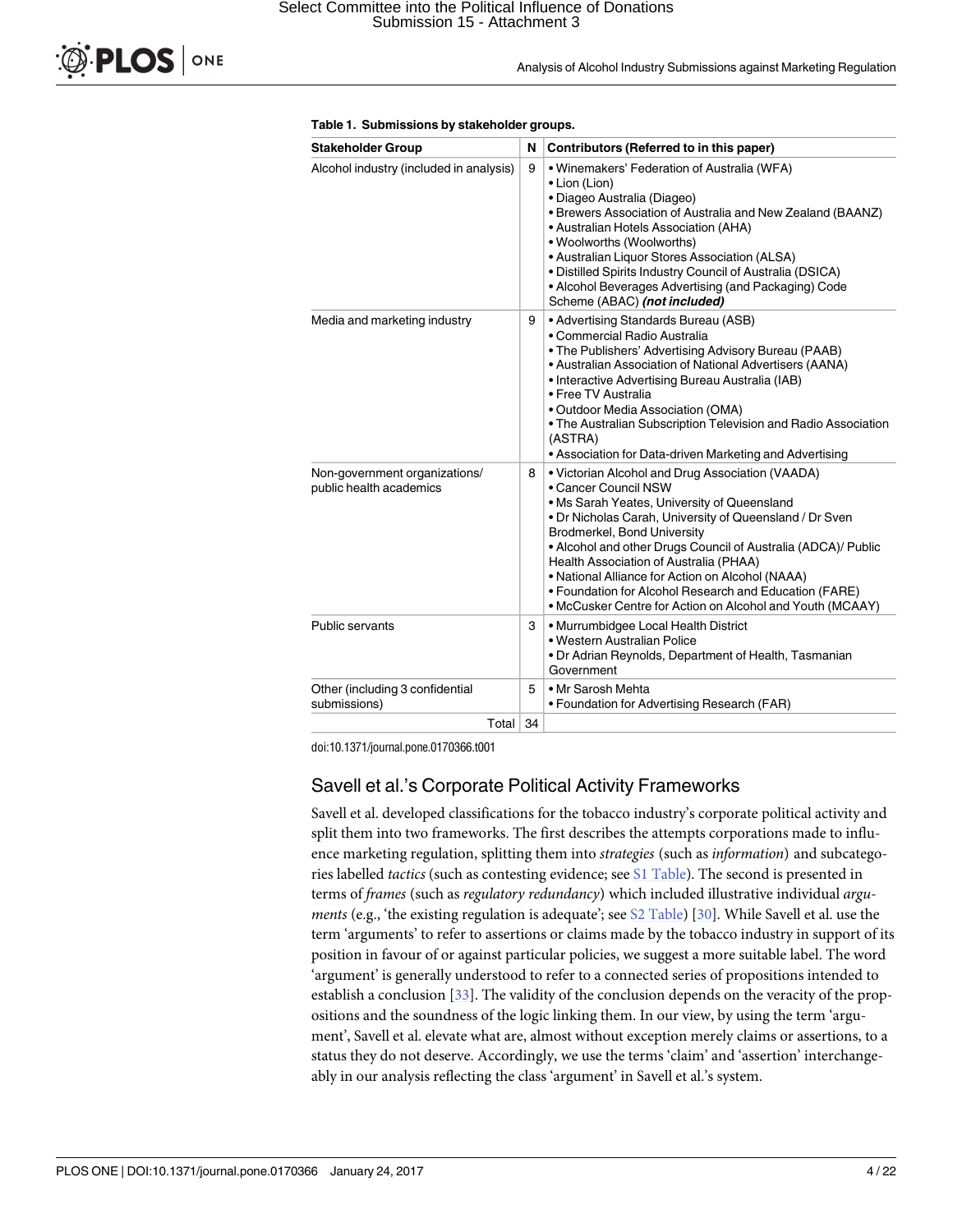**Table 1. Submissions by stakeholder groups.**

| Stakeholder Group | N | Contributors (Referred to in this paper) |
|---|---|---|
| Alcohol industry (included in analysis) | 9 | • Winemakers' Federation of Australia (WFA)<br>• Lion (Lion)<br>• Diageo Australia (Diageo)<br>• Brewers Association of Australia and New Zealand (BAANZ)<br>• Australian Hotels Association (AHA)<br>• Woolworths (Woolworths)<br>• Australian Liquor Stores Association (ALSA)<br>• Distilled Spirits Industry Council of Australia (DSICA)<br>• Alcohol Beverages Advertising (and Packaging) Code Scheme (ABAC) ***(not included)*** |
| Media and marketing industry | 9 | • Advertising Standards Bureau (ASB)<br>• Commercial Radio Australia<br>• The Publishers' Advertising Advisory Bureau (PAAB)<br>• Australian Association of National Advertisers (AANA)<br>• Interactive Advertising Bureau Australia (IAB)<br>• Free TV Australia<br>• Outdoor Media Association (OMA)<br>• The Australian Subscription Television and Radio Association (ASTRA)<br>• Association for Data-driven Marketing and Advertising |
| Non-government organizations/ public health academics | 8 | • Victorian Alcohol and Drug Association (VAADA)<br>• Cancer Council NSW<br>• Ms Sarah Yeates, University of Queensland<br>• Dr Nicholas Carah, University of Queensland / Dr Sven Brodmerkel, Bond University<br>• Alcohol and other Drugs Council of Australia (ADCA)/ Public Health Association of Australia (PHAA)<br>• National Alliance for Action on Alcohol (NAAA)<br>• Foundation for Alcohol Research and Education (FARE)<br>• McCusker Centre for Action on Alcohol and Youth (MCAAY) |
| Public servants | 3 | • Murrumbidgee Local Health District<br>• Western Australian Police<br>• Dr Adrian Reynolds, Department of Health, Tasmanian Government |
| Other (including 3 confidential submissions) | 5 | • Mr Sarosh Mehta<br>• Foundation for Advertising Research (FAR) |
| Total | 34 | |

doi:10.1371/journal.pone.0170366.t001

## Savell et al.'s Corporate Political Activity Frameworks

Savell et al. developed classifications for the tobacco industry's corporate political activity and split them into two frameworks. The first describes the attempts corporations made to influence marketing regulation, splitting them into *strategies* (such as *information*) and subcategories labelled *tactics* (such as contesting evidence; see S1 Table). The second is presented in terms of *frames* (such as *regulatory redundancy*) which included illustrative individual *arguments* (e.g., 'the existing regulation is adequate'; see S2 Table) [30]. While Savell et al. use the term 'arguments' to refer to assertions or claims made by the tobacco industry in support of its position in favour of or against particular policies, we suggest a more suitable label. The word 'argument' is generally understood to refer to a connected series of propositions intended to establish a conclusion [33]. The validity of the conclusion depends on the veracity of the propositions and the soundness of the logic linking them. In our view, by using the term 'argument', Savell et al. elevate what are, almost without exception merely claims or assertions, to a status they do not deserve. Accordingly, we use the terms 'claim' and 'assertion' interchangeably in our analysis reflecting the class 'argument' in Savell et al.'s system.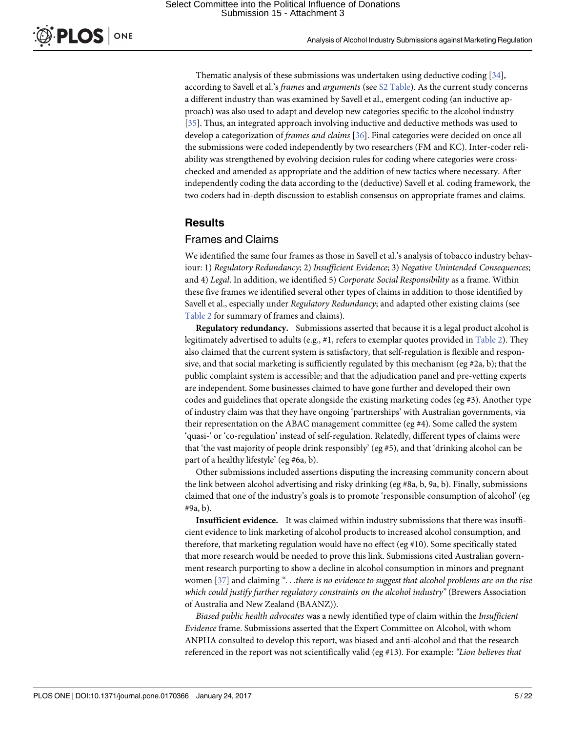Thematic analysis of these submissions was undertaken using deductive coding [34], according to Savell et al.'s *frames* and *arguments* (see S2 Table). As the current study concerns a different industry than was examined by Savell et al., emergent coding (an inductive approach) was also used to adapt and develop new categories specific to the alcohol industry [35]. Thus, an integrated approach involving inductive and deductive methods was used to develop a categorization of *frames and claims* [36]. Final categories were decided on once all the submissions were coded independently by two researchers (FM and KC). Inter-coder reliability was strengthened by evolving decision rules for coding where categories were cross-checked and amended as appropriate and the addition of new tactics where necessary. After independently coding the data according to the (deductive) Savell et al. coding framework, the two coders had in-depth discussion to establish consensus on appropriate frames and claims.

## Results

### Frames and Claims

We identified the same four frames as those in Savell et al.'s analysis of tobacco industry behaviour: 1) *Regulatory Redundancy*; 2) *Insufficient Evidence*; 3) *Negative Unintended Consequences*; and 4) *Legal*. In addition, we identified 5) *Corporate Social Responsibility* as a frame. Within these five frames we identified several other types of claims in addition to those identified by Savell et al., especially under *Regulatory Redundancy*; and adapted other existing claims (see Table 2 for summary of frames and claims).

**Regulatory redundancy.** Submissions asserted that because it is a legal product alcohol is legitimately advertised to adults (e.g., #1, refers to exemplar quotes provided in Table 2). They also claimed that the current system is satisfactory, that self-regulation is flexible and responsive, and that social marketing is sufficiently regulated by this mechanism (eg #2a, b); that the public complaint system is accessible; and that the adjudication panel and pre-vetting experts are independent. Some businesses claimed to have gone further and developed their own codes and guidelines that operate alongside the existing marketing codes (eg #3). Another type of industry claim was that they have ongoing 'partnerships' with Australian governments, via their representation on the ABAC management committee (eg #4). Some called the system 'quasi-' or 'co-regulation' instead of self-regulation. Relatedly, different types of claims were that 'the vast majority of people drink responsibly' (eg #5), and that 'drinking alcohol can be part of a healthy lifestyle' (eg #6a, b).

Other submissions included assertions disputing the increasing community concern about the link between alcohol advertising and risky drinking (eg #8a, b, 9a, b). Finally, submissions claimed that one of the industry's goals is to promote 'responsible consumption of alcohol' (eg #9a, b).

**Insufficient evidence.** It was claimed within industry submissions that there was insufficient evidence to link marketing of alcohol products to increased alcohol consumption, and therefore, that marketing regulation would have no effect (eg #10). Some specifically stated that more research would be needed to prove this link. Submissions cited Australian government research purporting to show a decline in alcohol consumption in minors and pregnant women [37] and claiming *"...there is no evidence to suggest that alcohol problems are on the rise which could justify further regulatory constraints on the alcohol industry"* (Brewers Association of Australia and New Zealand (BAANZ)).

*Biased public health advocates* was a newly identified type of claim within the *Insufficient Evidence* frame. Submissions asserted that the Expert Committee on Alcohol, with whom ANPHA consulted to develop this report, was biased and anti-alcohol and that the research referenced in the report was not scientifically valid (eg #13). For example: *"Lion believes that*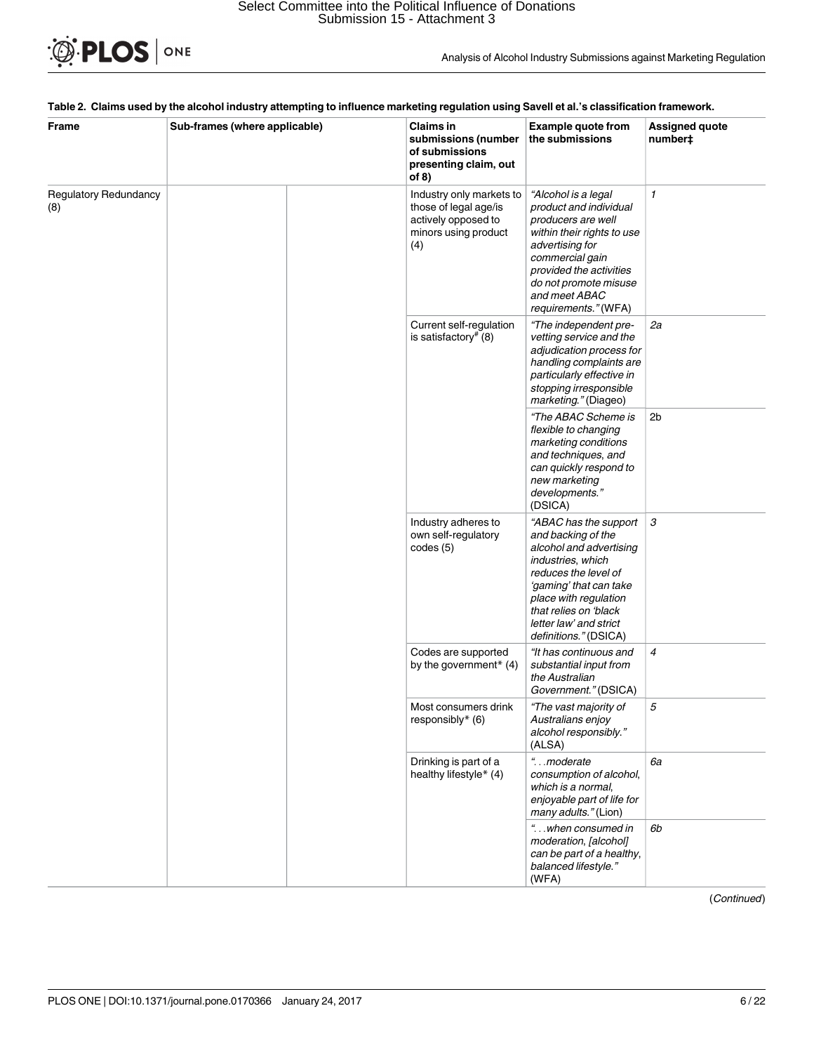**Table 2. Claims used by the alcohol industry attempting to influence marketing regulation using Savell et al.'s classification framework.**

| Frame | Sub-frames (where applicable) | | Claims in submissions (number of submissions presenting claim, out of 8) | Example quote from the submissions | Assigned quote number‡ |
|---|---|---|---|---|---|
| Regulatory Redundancy (8) | | | Industry only markets to those of legal age/is actively opposed to minors using product (4) | *"Alcohol is a legal product and individual producers are well within their rights to use advertising for commercial gain provided the activities do not promote misuse and meet ABAC requirements."* (WFA) | *1* |
| | | | Current self-regulation is satisfactory# (8) | *"The independent pre-vetting service and the adjudication process for handling complaints are particularly effective in stopping irresponsible marketing."* (Diageo) | *2a* |
| | | | | *"The ABAC Scheme is flexible to changing marketing conditions and techniques, and can quickly respond to new marketing developments."* (DSICA) | 2b |
| | | | Industry adheres to own self-regulatory codes (5) | *"ABAC has the support and backing of the alcohol and advertising industries, which reduces the level of 'gaming' that can take place with regulation that relies on 'black letter law' and strict definitions."* (DSICA) | *3* |
| | | | Codes are supported by the government* (4) | *"It has continuous and substantial input from the Australian Government."* (DSICA) | *4* |
| | | | Most consumers drink responsibly* (6) | *"The vast majority of Australians enjoy alcohol responsibly."* (ALSA) | *5* |
| | | | Drinking is part of a healthy lifestyle* (4) | *"...moderate consumption of alcohol, which is a normal, enjoyable part of life for many adults."* (Lion) | *6a* |
| | | | | *"...when consumed in moderation, [alcohol] can be part of a healthy, balanced lifestyle."* (WFA) | *6b* |

(*Continued*)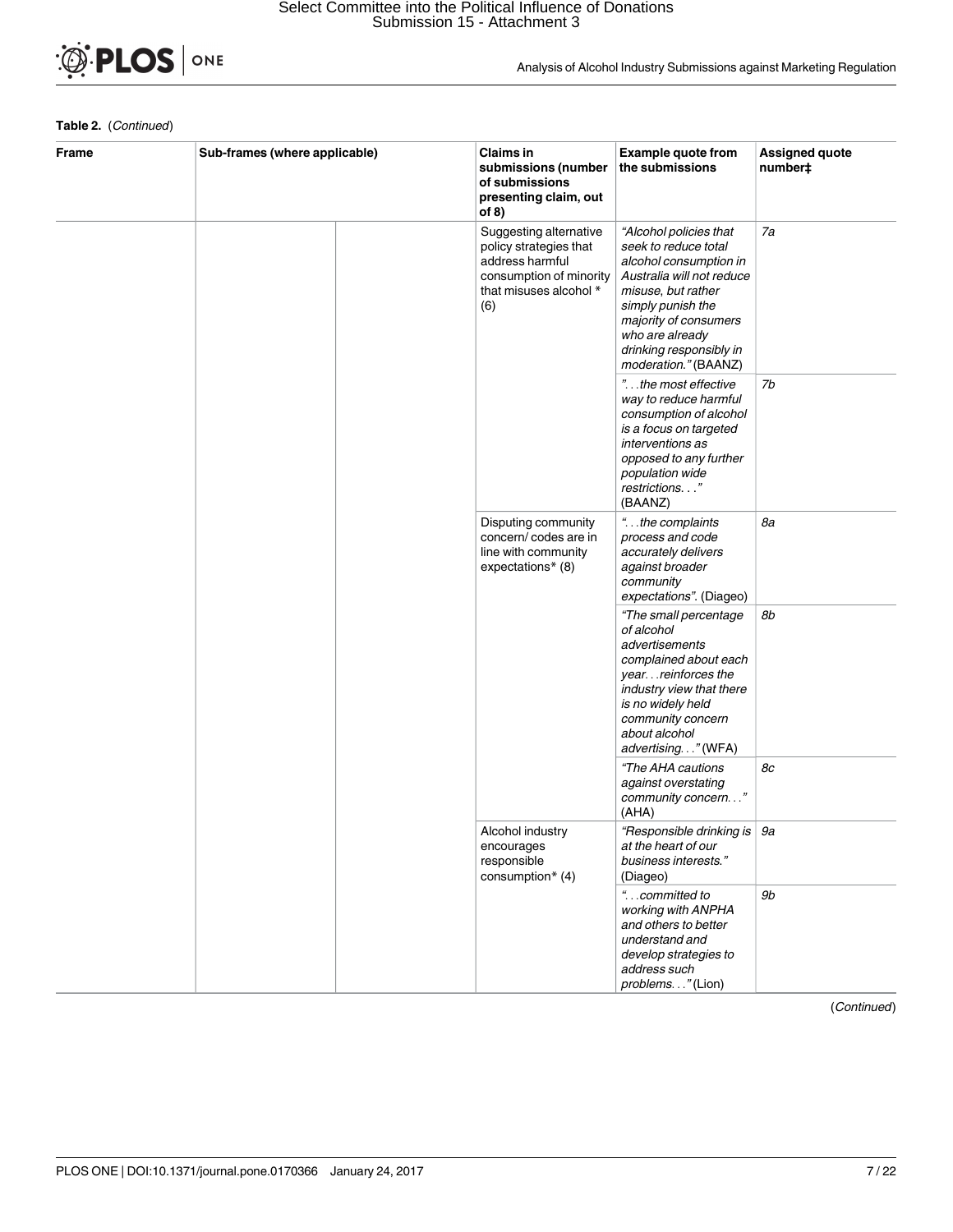**Table 2.** (*Continued*)

| Frame | Sub-frames (where applicable) | | Claims in submissions (number of submissions presenting claim, out of 8) | Example quote from the submissions | Assigned quote number‡ |
|---|---|---|---|---|---|
| | | | Suggesting alternative policy strategies that address harmful consumption of minority that misuses alcohol * (6) | *"Alcohol policies that seek to reduce total alcohol consumption in Australia will not reduce misuse, but rather simply punish the majority of consumers who are already drinking responsibly in moderation."* (BAANZ) | *7a* |
| | | | | *"…the most effective way to reduce harmful consumption of alcohol is a focus on targeted interventions as opposed to any further population wide restrictions…"* (BAANZ) | *7b* |
| | | | Disputing community concern/ codes are in line with community expectations* (8) | *"…the complaints process and code accurately delivers against broader community expectations".* (Diageo) | *8a* |
| | | | | *"The small percentage of alcohol advertisements complained about each year…reinforces the industry view that there is no widely held community concern about alcohol advertising…"* (WFA) | *8b* |
| | | | | *"The AHA cautions against overstating community concern…"* (AHA) | *8c* |
| | | | Alcohol industry encourages responsible consumption* (4) | *"Responsible drinking is at the heart of our business interests."* (Diageo) | *9a* |
| | | | | *"…committed to working with ANPHA and others to better understand and develop strategies to address such problems…"* (Lion) | *9b* |

(*Continued*)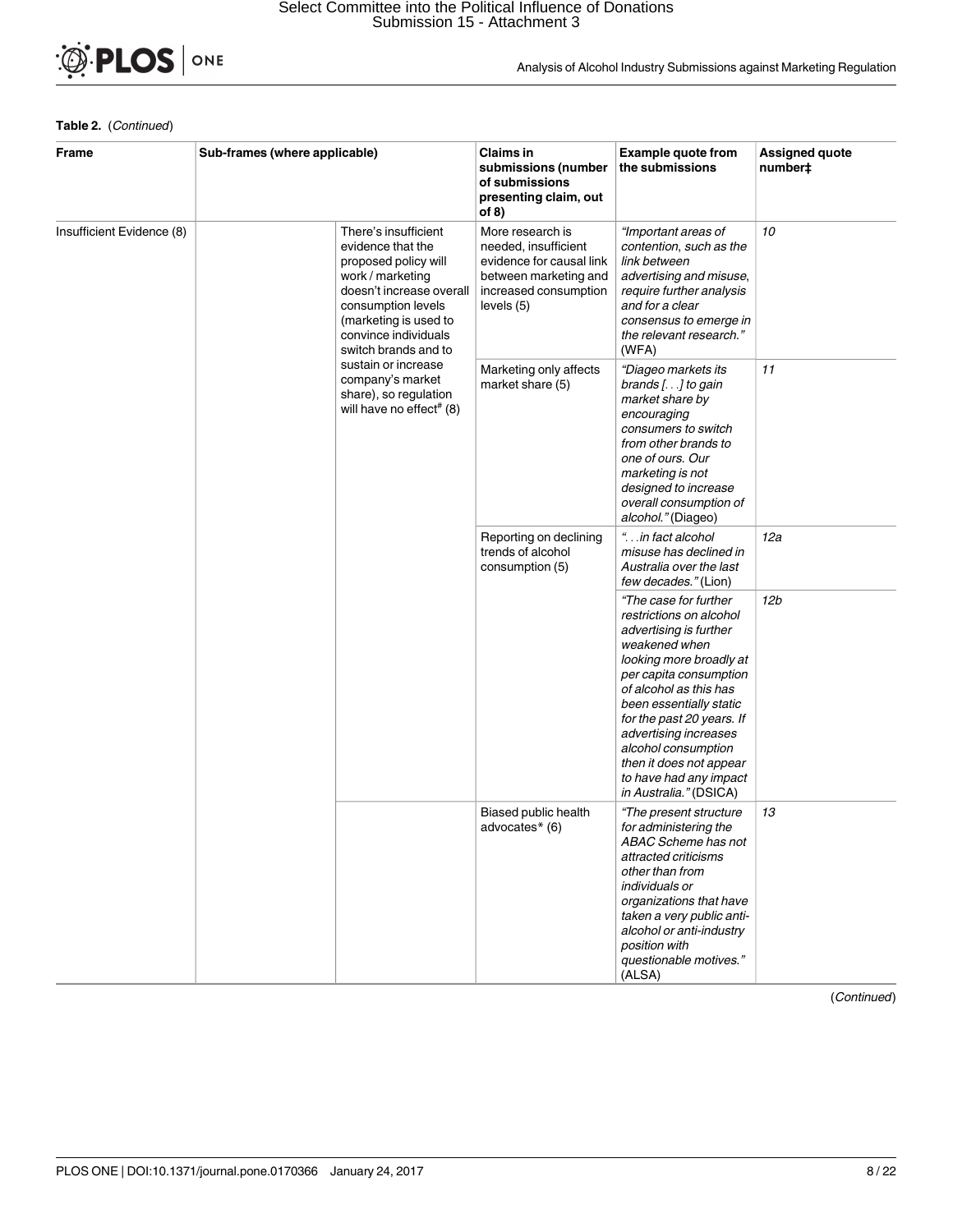**Table 2.** (*Continued*)

| Frame | Sub-frames (where applicable) | | Claims in submissions (number of submissions presenting claim, out of 8) | Example quote from the submissions | Assigned quote number‡ |
|---|---|---|---|---|---|
| Insufficient Evidence (8) | | There's insufficient evidence that the proposed policy will work / marketing doesn't increase overall consumption levels (marketing is used to convince individuals switch brands and to sustain or increase company's market share), so regulation will have no effect# (8) | More research is needed, insufficient evidence for causal link between marketing and increased consumption levels (5) | *"Important areas of contention, such as the link between advertising and misuse, require further analysis and for a clear consensus to emerge in the relevant research."* (WFA) | *10* |
| | | | Marketing only affects market share (5) | *"Diageo markets its brands [. . .] to gain market share by encouraging consumers to switch from other brands to one of ours. Our marketing is not designed to increase overall consumption of alcohol."* (Diageo) | *11* |
| | | | Reporting on declining trends of alcohol consumption (5) | *". . .in fact alcohol misuse has declined in Australia over the last few decades."* (Lion) | *12a* |
| | | | | *"The case for further restrictions on alcohol advertising is further weakened when looking more broadly at per capita consumption of alcohol as this has been essentially static for the past 20 years. If advertising increases alcohol consumption then it does not appear to have had any impact in Australia."* (DSICA) | *12b* |
| | | | Biased public health advocates* (6) | *"The present structure for administering the ABAC Scheme has not attracted criticisms other than from individuals or organizations that have taken a very public anti-alcohol or anti-industry position with questionable motives."* (ALSA) | *13* |

(*Continued*)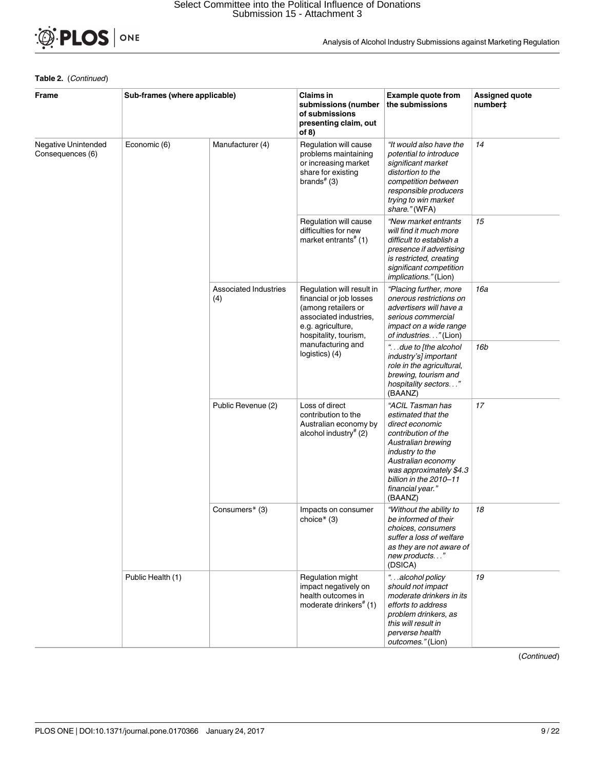**Table 2.** (*Continued*)

| Frame | Sub-frames (where applicable) | | Claims in submissions (number of submissions presenting claim, out of 8) | Example quote from the submissions | Assigned quote number‡ |
|---|---|---|---|---|---|
| Negative Unintended Consequences (6) | Economic (6) | Manufacturer (4) | Regulation will cause problems maintaining or increasing market share for existing brands# (3) | *"It would also have the potential to introduce significant market distortion to the competition between responsible producers trying to win market share."* (WFA) | *14* |
| | | | Regulation will cause difficulties for new market entrants# (1) | *"New market entrants will find it much more difficult to establish a presence if advertising is restricted, creating significant competition implications."* (Lion) | *15* |
| | | Associated Industries (4) | Regulation will result in financial or job losses (among retailers or associated industries, e.g. agriculture, hospitality, tourism, manufacturing and logistics) (4) | *"Placing further, more onerous restrictions on advertisers will have a serious commercial impact on a wide range of industries. . ."* (Lion) | *16a* |
| | | | | *". . .due to [the alcohol industry's] important role in the agricultural, brewing, tourism and hospitality sectors. . ."* (BAANZ) | *16b* |
| | | Public Revenue (2) | Loss of direct contribution to the Australian economy by alcohol industry# (2) | *"ACIL Tasman has estimated that the direct economic contribution of the Australian brewing industry to the Australian economy was approximately $4.3 billion in the 2010–11 financial year."* (BAANZ) | *17* |
| | | Consumers* (3) | Impacts on consumer choice* (3) | *"Without the ability to be informed of their choices, consumers suffer a loss of welfare as they are not aware of new products. . ."* (DSICA) | *18* |
| | Public Health (1) | | Regulation might impact negatively on health outcomes in moderate drinkers# (1) | *". . .alcohol policy should not impact moderate drinkers in its efforts to address problem drinkers, as this will result in perverse health outcomes."* (Lion) | *19* |

(*Continued*)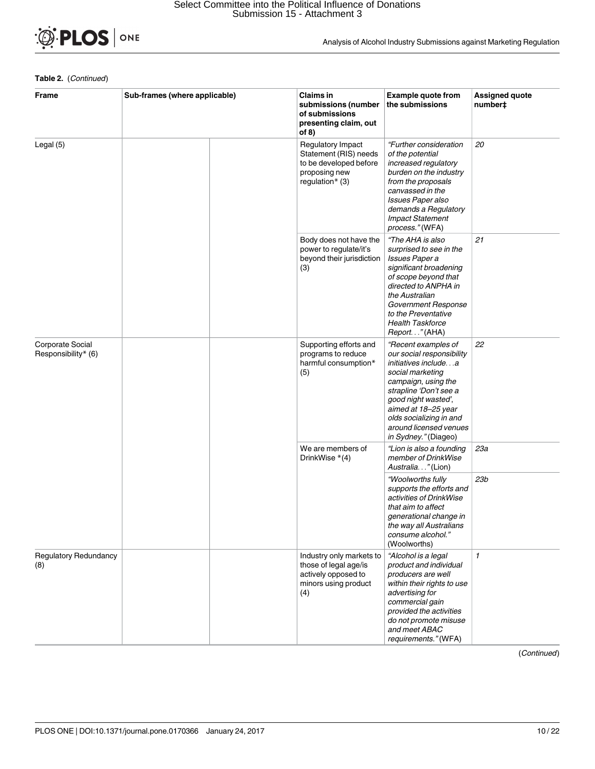**Table 2.** (*Continued*)

| Frame | Sub-frames (where applicable) | | Claims in submissions (number of submissions presenting claim, out of 8) | Example quote from the submissions | Assigned quote number‡ |
|---|---|---|---|---|---|
| Legal (5) | | | Regulatory Impact Statement (RIS) needs to be developed before proposing new regulation* (3) | *"Further consideration of the potential increased regulatory burden on the industry from the proposals canvassed in the Issues Paper also demands a Regulatory Impact Statement process."* (WFA) | *20* |
| | | | Body does not have the power to regulate/it's beyond their jurisdiction (3) | *"The AHA is also surprised to see in the Issues Paper a significant broadening of scope beyond that directed to ANPHA in the Australian Government Response to the Preventative Health Taskforce Report. . ."* (AHA) | *21* |
| Corporate Social Responsibility* (6) | | | Supporting efforts and programs to reduce harmful consumption* (5) | *"Recent examples of our social responsibility initiatives include. . .a social marketing campaign, using the strapline 'Don't see a good night wasted', aimed at 18–25 year olds socializing in and around licensed venues in Sydney."* (Diageo) | *22* |
| | | | We are members of DrinkWise *(4) | *"Lion is also a founding member of DrinkWise Australia. . ."* (Lion) | *23a* |
| | | | | *"Woolworths fully supports the efforts and activities of DrinkWise that aim to affect generational change in the way all Australians consume alcohol."* (Woolworths) | *23b* |
| Regulatory Redundancy (8) | | | Industry only markets to those of legal age/is actively opposed to minors using product (4) | *"Alcohol is a legal product and individual producers are well within their rights to use advertising for commercial gain provided the activities do not promote misuse and meet ABAC requirements."* (WFA) | *1* |

(*Continued*)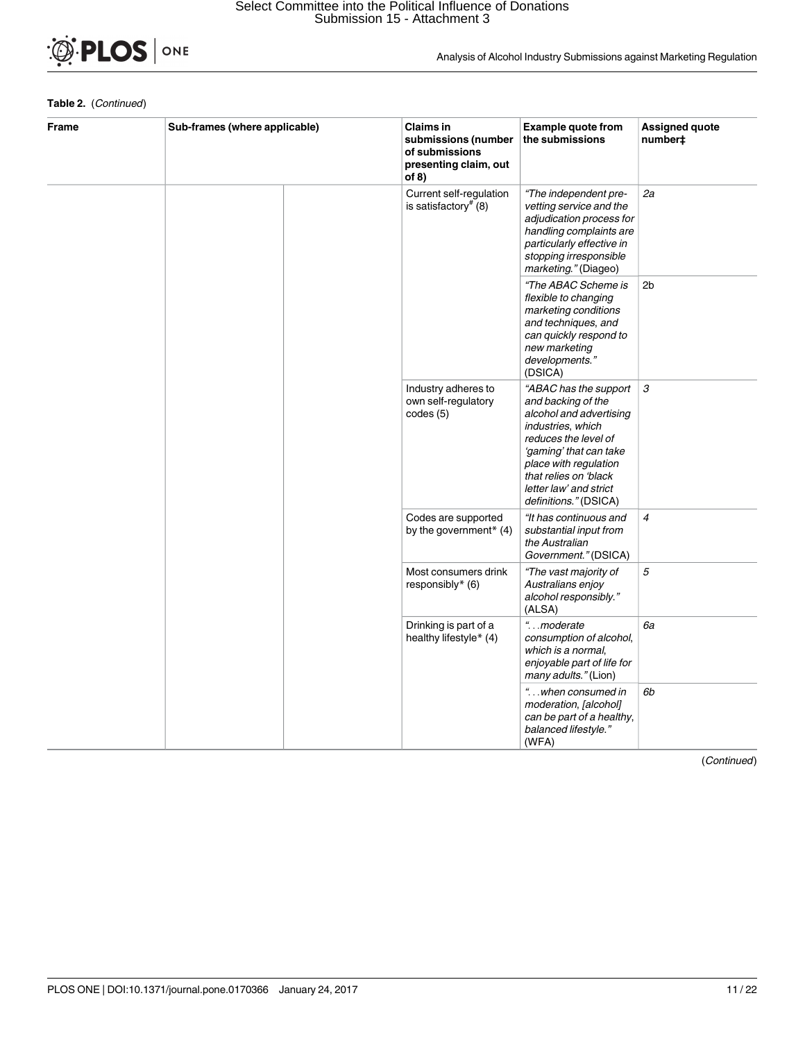**Table 2.** (*Continued*)

| Frame | Sub-frames (where applicable) | | Claims in submissions (number of submissions presenting claim, out of 8) | Example quote from the submissions | Assigned quote number‡ |
|---|---|---|---|---|---|
| | | | Current self-regulation is satisfactory# (8) | *"The independent pre-vetting service and the adjudication process for handling complaints are particularly effective in stopping irresponsible marketing."* (Diageo) | *2a* |
| | | | | *"The ABAC Scheme is flexible to changing marketing conditions and techniques, and can quickly respond to new marketing developments."* (DSICA) | 2b |
| | | | Industry adheres to own self-regulatory codes (5) | *"ABAC has the support and backing of the alcohol and advertising industries, which reduces the level of 'gaming' that can take place with regulation that relies on 'black letter law' and strict definitions."* (DSICA) | *3* |
| | | | Codes are supported by the government* (4) | *"It has continuous and substantial input from the Australian Government."* (DSICA) | *4* |
| | | | Most consumers drink responsibly* (6) | *"The vast majority of Australians enjoy alcohol responsibly."* (ALSA) | *5* |
| | | | Drinking is part of a healthy lifestyle* (4) | *"...moderate consumption of alcohol, which is a normal, enjoyable part of life for many adults."* (Lion) | *6a* |
| | | | | *"...when consumed in moderation, [alcohol] can be part of a healthy, balanced lifestyle."* (WFA) | *6b* |

(*Continued*)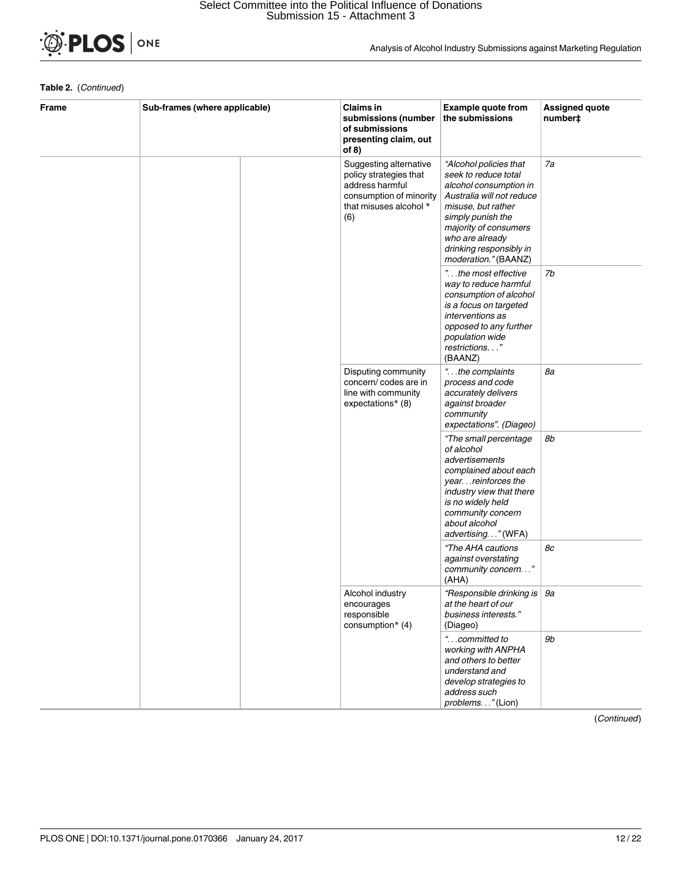**Table 2.** (*Continued*)

| Frame | Sub-frames (where applicable) | | Claims in submissions (number of submissions presenting claim, out of 8) | Example quote from the submissions | Assigned quote number‡ |
|---|---|---|---|---|---|
| | | | Suggesting alternative policy strategies that address harmful consumption of minority that misuses alcohol * (6) | *"Alcohol policies that seek to reduce total alcohol consumption in Australia will not reduce misuse, but rather simply punish the majority of consumers who are already drinking responsibly in moderation."* (BAANZ) | *7a* |
| | | | | *"...the most effective way to reduce harmful consumption of alcohol is a focus on targeted interventions as opposed to any further population wide restrictions..."* (BAANZ) | *7b* |
| | | | Disputing community concern/ codes are in line with community expectations* (8) | *"...the complaints process and code accurately delivers against broader community expectations". (Diageo)* | *8a* |
| | | | | *"The small percentage of alcohol advertisements complained about each year...reinforces the industry view that there is no widely held community concern about alcohol advertising..."* (WFA) | *8b* |
| | | | | *"The AHA cautions against overstating community concern..."* (AHA) | *8c* |
| | | | Alcohol industry encourages responsible consumption* (4) | *"Responsible drinking is at the heart of our business interests."* (Diageo) | *9a* |
| | | | | *"...committed to working with ANPHA and others to better understand and develop strategies to address such problems..."* (Lion) | *9b* |

(*Continued*)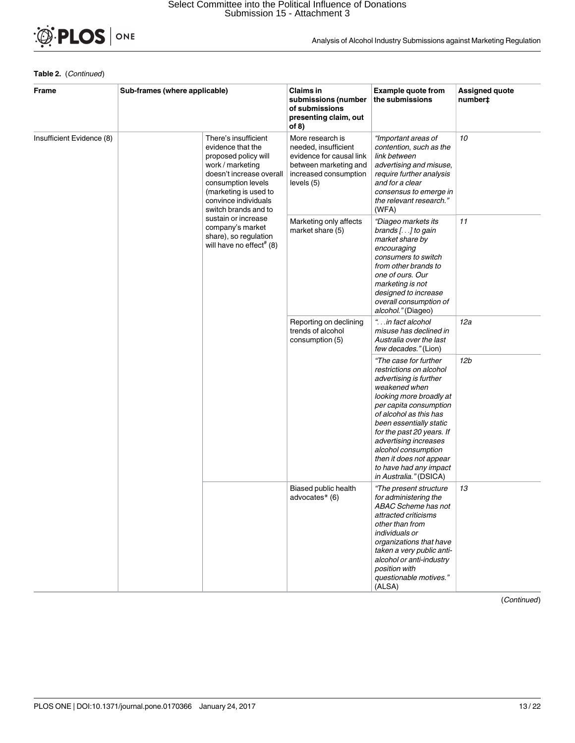**Table 2.** (*Continued*)

| Frame | Sub-frames (where applicable) | | Claims in submissions (number of submissions presenting claim, out of 8) | Example quote from the submissions | Assigned quote number‡ |
|---|---|---|---|---|---|
| Insufficient Evidence (8) | | There's insufficient evidence that the proposed policy will work / marketing doesn't increase overall consumption levels (marketing is used to convince individuals switch brands and to sustain or increase company's market share), so regulation will have no effect# (8) | More research is needed, insufficient evidence for causal link between marketing and increased consumption levels (5) | *"Important areas of contention, such as the link between advertising and misuse, require further analysis and for a clear consensus to emerge in the relevant research."* (WFA) | *10* |
| | | | Marketing only affects market share (5) | *"Diageo markets its brands [. . .] to gain market share by encouraging consumers to switch from other brands to one of ours. Our marketing is not designed to increase overall consumption of alcohol."* (Diageo) | *11* |
| | | | Reporting on declining trends of alcohol consumption (5) | *". . .in fact alcohol misuse has declined in Australia over the last few decades."* (Lion) | *12a* |
| | | | | *"The case for further restrictions on alcohol advertising is further weakened when looking more broadly at per capita consumption of alcohol as this has been essentially static for the past 20 years. If advertising increases alcohol consumption then it does not appear to have had any impact in Australia."* (DSICA) | *12b* |
| | | | Biased public health advocates* (6) | *"The present structure for administering the ABAC Scheme has not attracted criticisms other than from individuals or organizations that have taken a very public anti-alcohol or anti-industry position with questionable motives."* (ALSA) | *13* |

(*Continued*)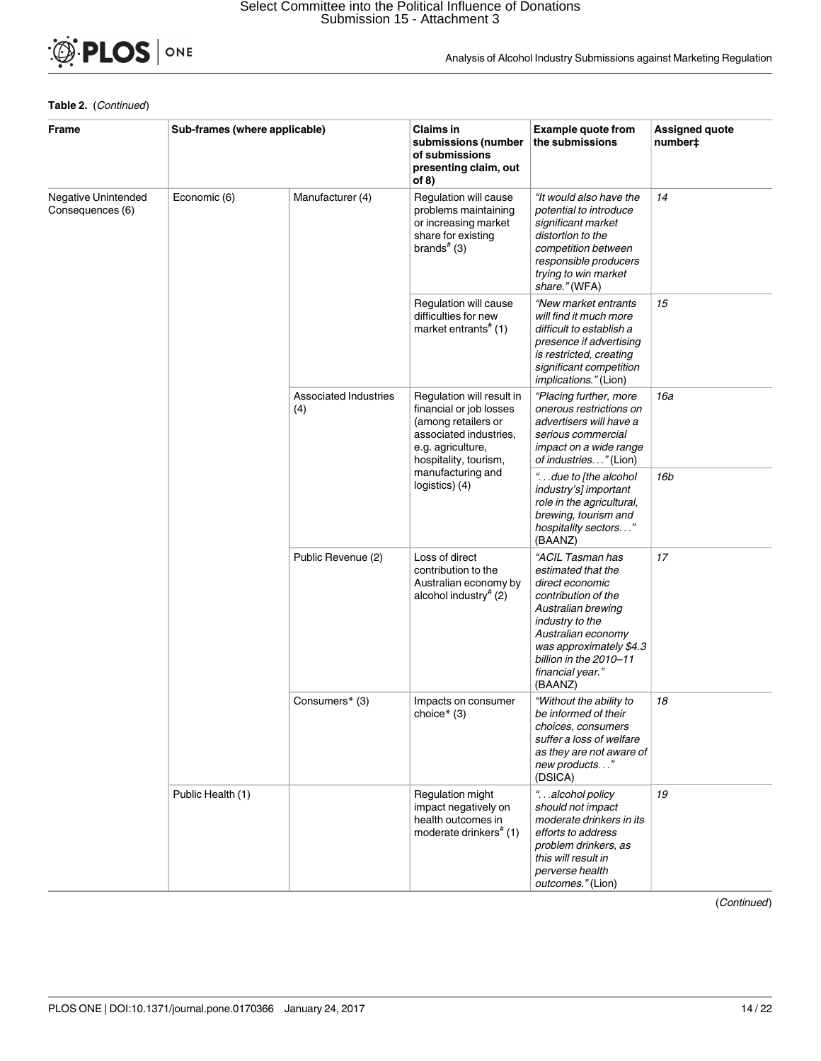**Table 2.** (*Continued*)

| Frame | Sub-frames (where applicable) | | Claims in submissions (number of submissions presenting claim, out of 8) | Example quote from the submissions | Assigned quote number‡ |
|---|---|---|---|---|---|
| Negative Unintended Consequences (6) | Economic (6) | Manufacturer (4) | Regulation will cause problems maintaining or increasing market share for existing brands# (3) | *"It would also have the potential to introduce significant market distortion to the competition between responsible producers trying to win market share."* (WFA) | *14* |
| | | | Regulation will cause difficulties for new market entrants# (1) | *"New market entrants will find it much more difficult to establish a presence if advertising is restricted, creating significant competition implications."* (Lion) | *15* |
| | | Associated Industries (4) | Regulation will result in financial or job losses (among retailers or associated industries, e.g. agriculture, hospitality, tourism, manufacturing and logistics) (4) | *"Placing further, more onerous restrictions on advertisers will have a serious commercial impact on a wide range of industries. . ."* (Lion) | *16a* |
| | | | | *". . .due to [the alcohol industry's] important role in the agricultural, brewing, tourism and hospitality sectors. . ."* (BAANZ) | *16b* |
| | | Public Revenue (2) | Loss of direct contribution to the Australian economy by alcohol industry# (2) | *"ACIL Tasman has estimated that the direct economic contribution of the Australian brewing industry to the Australian economy was approximately $4.3 billion in the 2010–11 financial year."* (BAANZ) | *17* |
| | | Consumers* (3) | Impacts on consumer choice* (3) | *"Without the ability to be informed of their choices, consumers suffer a loss of welfare as they are not aware of new products. . ."* (DSICA) | *18* |
| | Public Health (1) | | Regulation might impact negatively on health outcomes in moderate drinkers# (1) | *". . .alcohol policy should not impact moderate drinkers in its efforts to address problem drinkers, as this will result in perverse health outcomes."* (Lion) | *19* |

(*Continued*)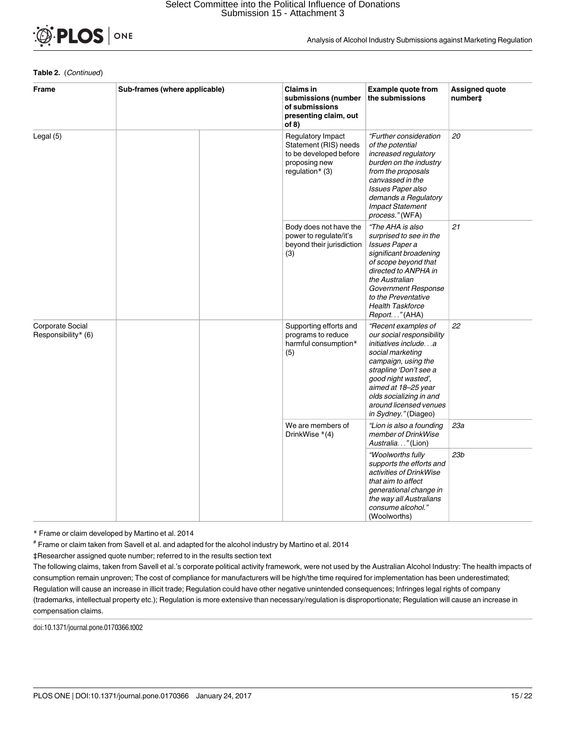**Table 2.** (*Continued*)

| Frame | Sub-frames (where applicable) | | Claims in submissions (number of submissions presenting claim, out of 8) | Example quote from the submissions | Assigned quote number‡ |
|---|---|---|---|---|---|
| Legal (5) | | | Regulatory Impact Statement (RIS) needs to be developed before proposing new regulation* (3) | *"Further consideration of the potential increased regulatory burden on the industry from the proposals canvassed in the Issues Paper also demands a Regulatory Impact Statement process."* (WFA) | *20* |
| | | | Body does not have the power to regulate/it's beyond their jurisdiction (3) | *"The AHA is also surprised to see in the Issues Paper a significant broadening of scope beyond that directed to ANPHA in the Australian Government Response to the Preventative Health Taskforce Report. . ."* (AHA) | *21* |
| Corporate Social Responsibility* (6) | | | Supporting efforts and programs to reduce harmful consumption* (5) | *"Recent examples of our social responsibility initiatives include. . .a social marketing campaign, using the strapline 'Don't see a good night wasted', aimed at 18–25 year olds socializing in and around licensed venues in Sydney."* (Diageo) | *22* |
| | | | We are members of DrinkWise *(4) | *"Lion is also a founding member of DrinkWise Australia. . ."* (Lion) | *23a* |
| | | | | *"Woolworths fully supports the efforts and activities of DrinkWise that aim to affect generational change in the way all Australians consume alcohol."* (Woolworths) | *23b* |

\* Frame or claim developed by Martino et al. 2014

\# Frame or claim taken from Savell et al. and adapted for the alcohol industry by Martino et al. 2014

‡Researcher assigned quote number; referred to in the results section text

The following claims, taken from Savell et al.'s corporate political activity framework, were not used by the Australian Alcohol Industry: The health impacts of consumption remain unproven; The cost of compliance for manufacturers will be high/the time required for implementation has been underestimated; Regulation will cause an increase in illicit trade; Regulation could have other negative unintended consequences; Infringes legal rights of company (trademarks, intellectual property etc.); Regulation is more extensive than necessary/regulation is disproportionate; Regulation will cause an increase in compensation claims.

doi:10.1371/journal.pone.0170366.t002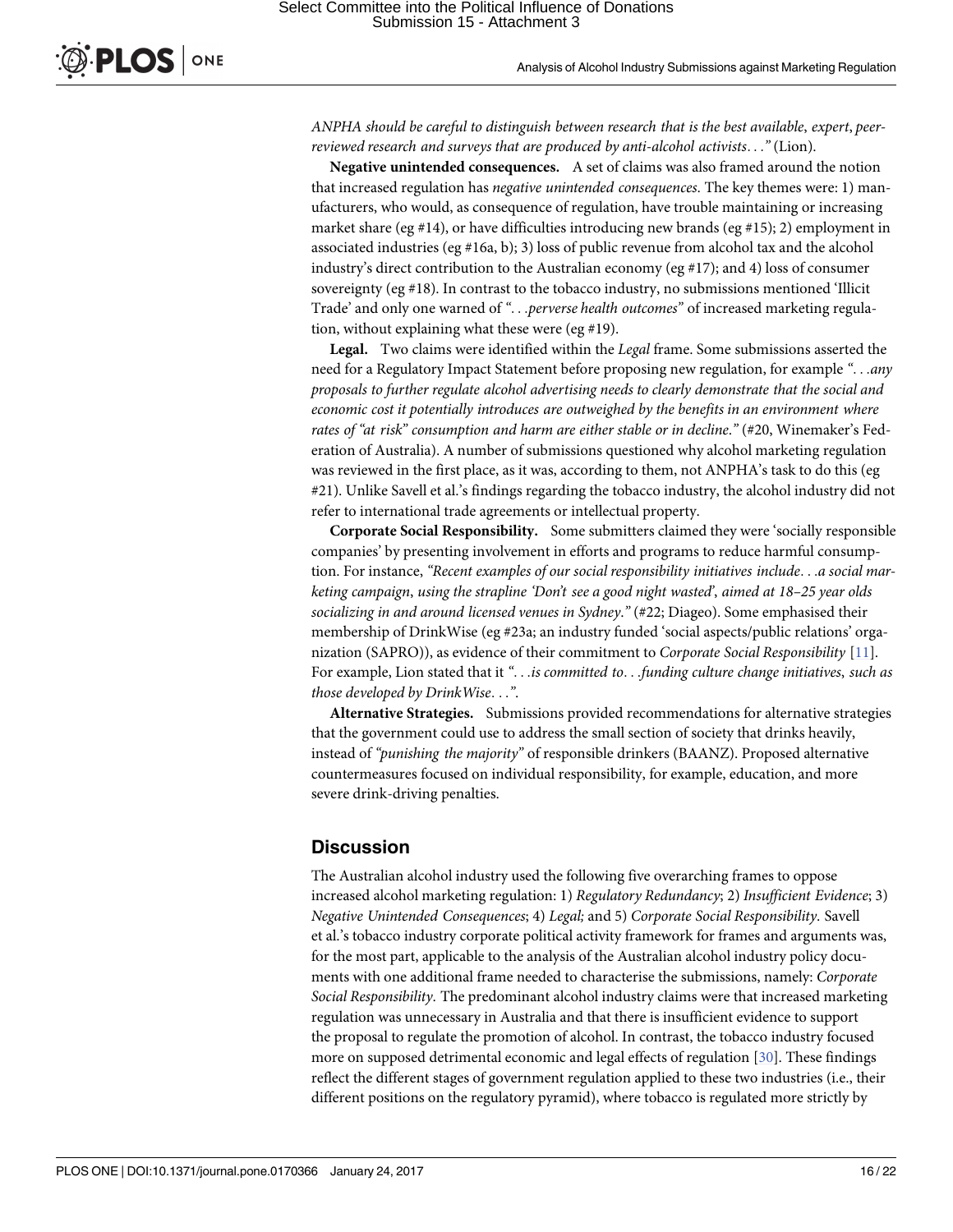*ANPHA should be careful to distinguish between research that is the best available, expert, peer-reviewed research and surveys that are produced by anti-alcohol activists…"* (Lion).

**Negative unintended consequences.** A set of claims was also framed around the notion that increased regulation has *negative unintended consequences*. The key themes were: 1) manufacturers, who would, as consequence of regulation, have trouble maintaining or increasing market share (eg #14), or have difficulties introducing new brands (eg #15); 2) employment in associated industries (eg #16a, b); 3) loss of public revenue from alcohol tax and the alcohol industry's direct contribution to the Australian economy (eg #17); and 4) loss of consumer sovereignty (eg #18). In contrast to the tobacco industry, no submissions mentioned 'Illicit Trade' and only one warned of *"…perverse health outcomes"* of increased marketing regulation, without explaining what these were (eg #19).

**Legal.** Two claims were identified within the *Legal* frame. Some submissions asserted the need for a Regulatory Impact Statement before proposing new regulation, for example *"…any proposals to further regulate alcohol advertising needs to clearly demonstrate that the social and economic cost it potentially introduces are outweighed by the benefits in an environment where rates of "at risk" consumption and harm are either stable or in decline."* (#20, Winemaker's Federation of Australia). A number of submissions questioned why alcohol marketing regulation was reviewed in the first place, as it was, according to them, not ANPHA's task to do this (eg #21). Unlike Savell et al.'s findings regarding the tobacco industry, the alcohol industry did not refer to international trade agreements or intellectual property.

**Corporate Social Responsibility.** Some submitters claimed they were 'socially responsible companies' by presenting involvement in efforts and programs to reduce harmful consumption. For instance, *"Recent examples of our social responsibility initiatives include…a social marketing campaign, using the strapline 'Don't see a good night wasted', aimed at 18–25 year olds socializing in and around licensed venues in Sydney."* (#22; Diageo). Some emphasised their membership of DrinkWise (eg #23a; an industry funded 'social aspects/public relations' organization (SAPRO)), as evidence of their commitment to *Corporate Social Responsibility* [11]. For example, Lion stated that it *"…is committed to…funding culture change initiatives, such as those developed by DrinkWise…"*.

**Alternative Strategies.** Submissions provided recommendations for alternative strategies that the government could use to address the small section of society that drinks heavily, instead of *"punishing the majority"* of responsible drinkers (BAANZ). Proposed alternative countermeasures focused on individual responsibility, for example, education, and more severe drink-driving penalties.

## Discussion

The Australian alcohol industry used the following five overarching frames to oppose increased alcohol marketing regulation: 1) *Regulatory Redundancy*; 2) *Insufficient Evidence*; 3) *Negative Unintended Consequences*; 4) *Legal;* and 5) *Corporate Social Responsibility*. Savell et al.'s tobacco industry corporate political activity framework for frames and arguments was, for the most part, applicable to the analysis of the Australian alcohol industry policy documents with one additional frame needed to characterise the submissions, namely: *Corporate Social Responsibility*. The predominant alcohol industry claims were that increased marketing regulation was unnecessary in Australia and that there is insufficient evidence to support the proposal to regulate the promotion of alcohol. In contrast, the tobacco industry focused more on supposed detrimental economic and legal effects of regulation [30]. These findings reflect the different stages of government regulation applied to these two industries (i.e., their different positions on the regulatory pyramid), where tobacco is regulated more strictly by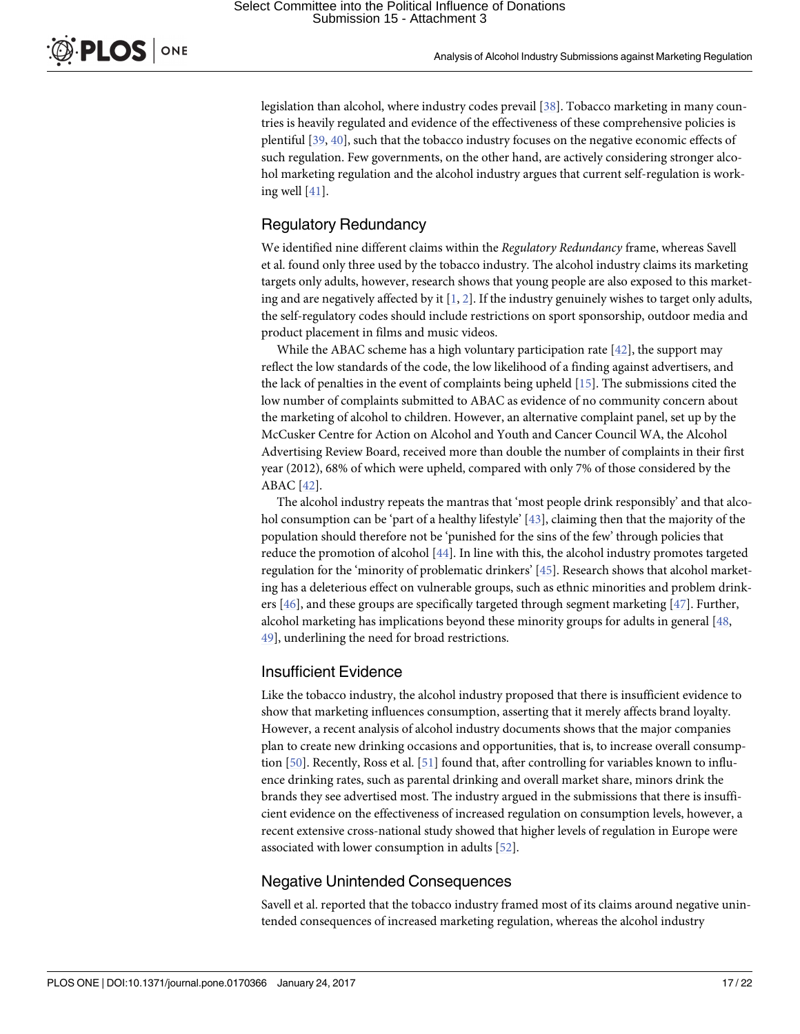legislation than alcohol, where industry codes prevail [38]. Tobacco marketing in many countries is heavily regulated and evidence of the effectiveness of these comprehensive policies is plentiful [39, 40], such that the tobacco industry focuses on the negative economic effects of such regulation. Few governments, on the other hand, are actively considering stronger alcohol marketing regulation and the alcohol industry argues that current self-regulation is working well [41].

## Regulatory Redundancy

We identified nine different claims within the *Regulatory Redundancy* frame, whereas Savell et al. found only three used by the tobacco industry. The alcohol industry claims its marketing targets only adults, however, research shows that young people are also exposed to this marketing and are negatively affected by it [1, 2]. If the industry genuinely wishes to target only adults, the self-regulatory codes should include restrictions on sport sponsorship, outdoor media and product placement in films and music videos.

While the ABAC scheme has a high voluntary participation rate [42], the support may reflect the low standards of the code, the low likelihood of a finding against advertisers, and the lack of penalties in the event of complaints being upheld [15]. The submissions cited the low number of complaints submitted to ABAC as evidence of no community concern about the marketing of alcohol to children. However, an alternative complaint panel, set up by the McCusker Centre for Action on Alcohol and Youth and Cancer Council WA, the Alcohol Advertising Review Board, received more than double the number of complaints in their first year (2012), 68% of which were upheld, compared with only 7% of those considered by the ABAC [42].

The alcohol industry repeats the mantras that 'most people drink responsibly' and that alcohol consumption can be 'part of a healthy lifestyle' [43], claiming then that the majority of the population should therefore not be 'punished for the sins of the few' through policies that reduce the promotion of alcohol [44]. In line with this, the alcohol industry promotes targeted regulation for the 'minority of problematic drinkers' [45]. Research shows that alcohol marketing has a deleterious effect on vulnerable groups, such as ethnic minorities and problem drinkers [46], and these groups are specifically targeted through segment marketing [47]. Further, alcohol marketing has implications beyond these minority groups for adults in general [48, 49], underlining the need for broad restrictions.

## Insufficient Evidence

Like the tobacco industry, the alcohol industry proposed that there is insufficient evidence to show that marketing influences consumption, asserting that it merely affects brand loyalty. However, a recent analysis of alcohol industry documents shows that the major companies plan to create new drinking occasions and opportunities, that is, to increase overall consumption [50]. Recently, Ross et al. [51] found that, after controlling for variables known to influence drinking rates, such as parental drinking and overall market share, minors drink the brands they see advertised most. The industry argued in the submissions that there is insufficient evidence on the effectiveness of increased regulation on consumption levels, however, a recent extensive cross-national study showed that higher levels of regulation in Europe were associated with lower consumption in adults [52].

## Negative Unintended Consequences

Savell et al. reported that the tobacco industry framed most of its claims around negative unintended consequences of increased marketing regulation, whereas the alcohol industry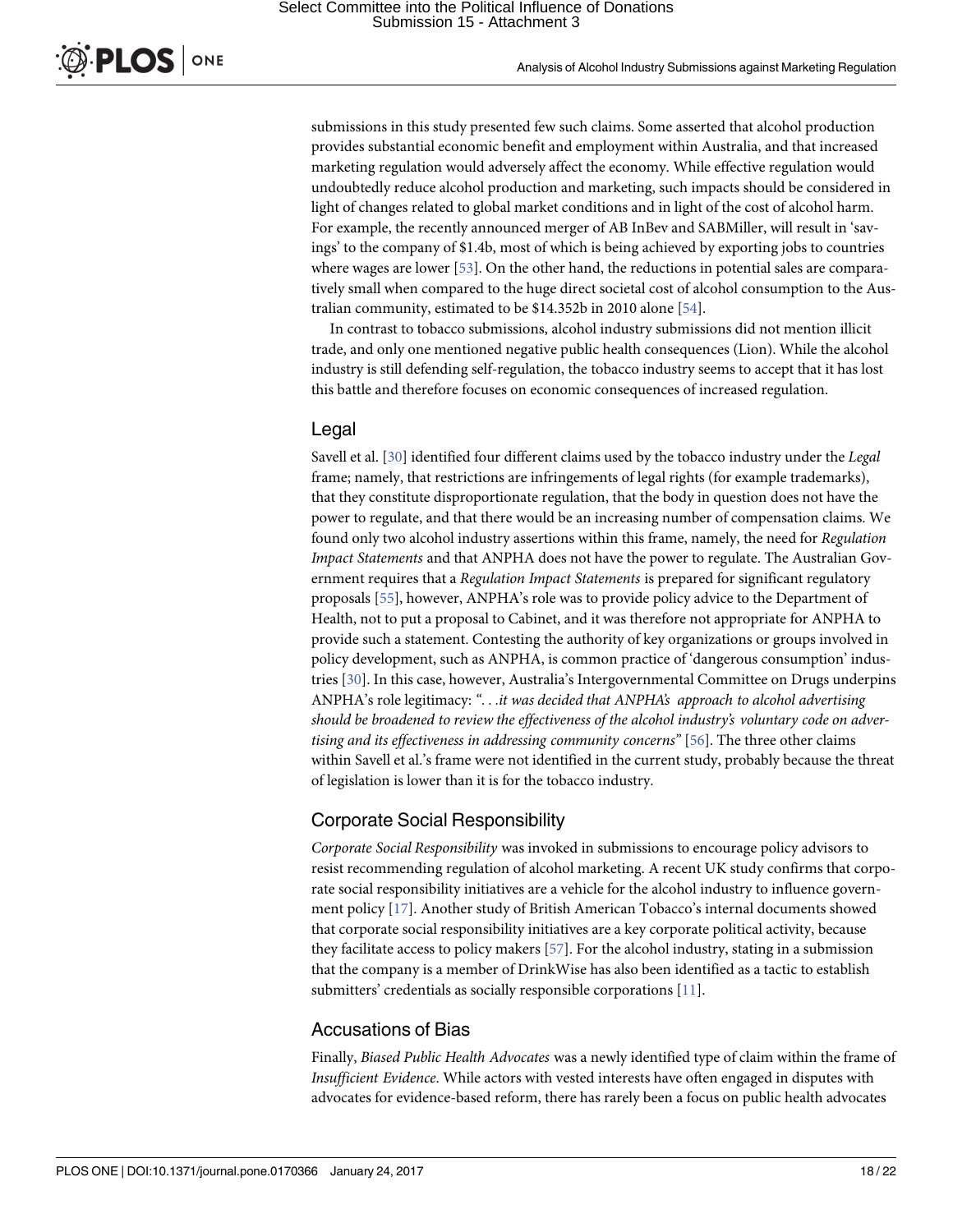submissions in this study presented few such claims. Some asserted that alcohol production provides substantial economic benefit and employment within Australia, and that increased marketing regulation would adversely affect the economy. While effective regulation would undoubtedly reduce alcohol production and marketing, such impacts should be considered in light of changes related to global market conditions and in light of the cost of alcohol harm. For example, the recently announced merger of AB InBev and SABMiller, will result in 'savings' to the company of $1.4b, most of which is being achieved by exporting jobs to countries where wages are lower [53]. On the other hand, the reductions in potential sales are comparatively small when compared to the huge direct societal cost of alcohol consumption to the Australian community, estimated to be $14.352b in 2010 alone [54].

In contrast to tobacco submissions, alcohol industry submissions did not mention illicit trade, and only one mentioned negative public health consequences (Lion). While the alcohol industry is still defending self-regulation, the tobacco industry seems to accept that it has lost this battle and therefore focuses on economic consequences of increased regulation.

## Legal

Savell et al. [30] identified four different claims used by the tobacco industry under the *Legal* frame; namely, that restrictions are infringements of legal rights (for example trademarks), that they constitute disproportionate regulation, that the body in question does not have the power to regulate, and that there would be an increasing number of compensation claims. We found only two alcohol industry assertions within this frame, namely, the need for *Regulation Impact Statements* and that ANPHA does not have the power to regulate. The Australian Government requires that a *Regulation Impact Statements* is prepared for significant regulatory proposals [55], however, ANPHA's role was to provide policy advice to the Department of Health, not to put a proposal to Cabinet, and it was therefore not appropriate for ANPHA to provide such a statement. Contesting the authority of key organizations or groups involved in policy development, such as ANPHA, is common practice of 'dangerous consumption' industries [30]. In this case, however, Australia's Intergovernmental Committee on Drugs underpins ANPHA's role legitimacy: *"...it was decided that ANPHA's approach to alcohol advertising should be broadened to review the effectiveness of the alcohol industry's voluntary code on advertising and its effectiveness in addressing community concerns"* [56]. The three other claims within Savell et al.'s frame were not identified in the current study, probably because the threat of legislation is lower than it is for the tobacco industry.

## Corporate Social Responsibility

*Corporate Social Responsibility* was invoked in submissions to encourage policy advisors to resist recommending regulation of alcohol marketing. A recent UK study confirms that corporate social responsibility initiatives are a vehicle for the alcohol industry to influence government policy [17]. Another study of British American Tobacco's internal documents showed that corporate social responsibility initiatives are a key corporate political activity, because they facilitate access to policy makers [57]. For the alcohol industry, stating in a submission that the company is a member of DrinkWise has also been identified as a tactic to establish submitters' credentials as socially responsible corporations [11].

## Accusations of Bias

Finally, *Biased Public Health Advocates* was a newly identified type of claim within the frame of *Insufficient Evidence*. While actors with vested interests have often engaged in disputes with advocates for evidence-based reform, there has rarely been a focus on public health advocates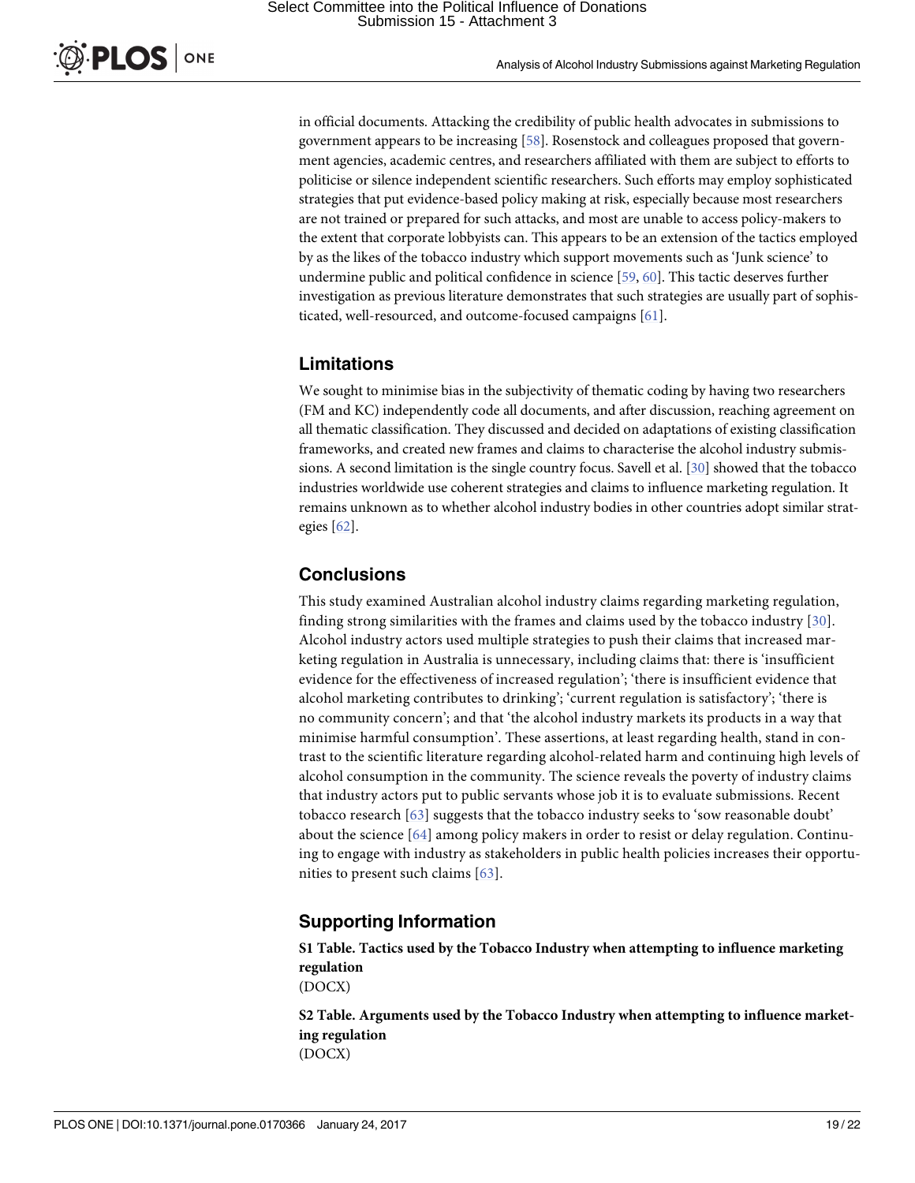in official documents. Attacking the credibility of public health advocates in submissions to government appears to be increasing [58]. Rosenstock and colleagues proposed that government agencies, academic centres, and researchers affiliated with them are subject to efforts to politicise or silence independent scientific researchers. Such efforts may employ sophisticated strategies that put evidence-based policy making at risk, especially because most researchers are not trained or prepared for such attacks, and most are unable to access policy-makers to the extent that corporate lobbyists can. This appears to be an extension of the tactics employed by as the likes of the tobacco industry which support movements such as 'Junk science' to undermine public and political confidence in science [59, 60]. This tactic deserves further investigation as previous literature demonstrates that such strategies are usually part of sophisticated, well-resourced, and outcome-focused campaigns [61].

## Limitations

We sought to minimise bias in the subjectivity of thematic coding by having two researchers (FM and KC) independently code all documents, and after discussion, reaching agreement on all thematic classification. They discussed and decided on adaptations of existing classification frameworks, and created new frames and claims to characterise the alcohol industry submissions. A second limitation is the single country focus. Savell et al. [30] showed that the tobacco industries worldwide use coherent strategies and claims to influence marketing regulation. It remains unknown as to whether alcohol industry bodies in other countries adopt similar strategies [62].

## Conclusions

This study examined Australian alcohol industry claims regarding marketing regulation, finding strong similarities with the frames and claims used by the tobacco industry [30]. Alcohol industry actors used multiple strategies to push their claims that increased marketing regulation in Australia is unnecessary, including claims that: there is 'insufficient evidence for the effectiveness of increased regulation'; 'there is insufficient evidence that alcohol marketing contributes to drinking'; 'current regulation is satisfactory'; 'there is no community concern'; and that 'the alcohol industry markets its products in a way that minimise harmful consumption'. These assertions, at least regarding health, stand in contrast to the scientific literature regarding alcohol-related harm and continuing high levels of alcohol consumption in the community. The science reveals the poverty of industry claims that industry actors put to public servants whose job it is to evaluate submissions. Recent tobacco research [63] suggests that the tobacco industry seeks to 'sow reasonable doubt' about the science [64] among policy makers in order to resist or delay regulation. Continuing to engage with industry as stakeholders in public health policies increases their opportunities to present such claims [63].

## Supporting Information

**S1 Table. Tactics used by the Tobacco Industry when attempting to influence marketing regulation**
(DOCX)

**S2 Table. Arguments used by the Tobacco Industry when attempting to influence marketing regulation**
(DOCX)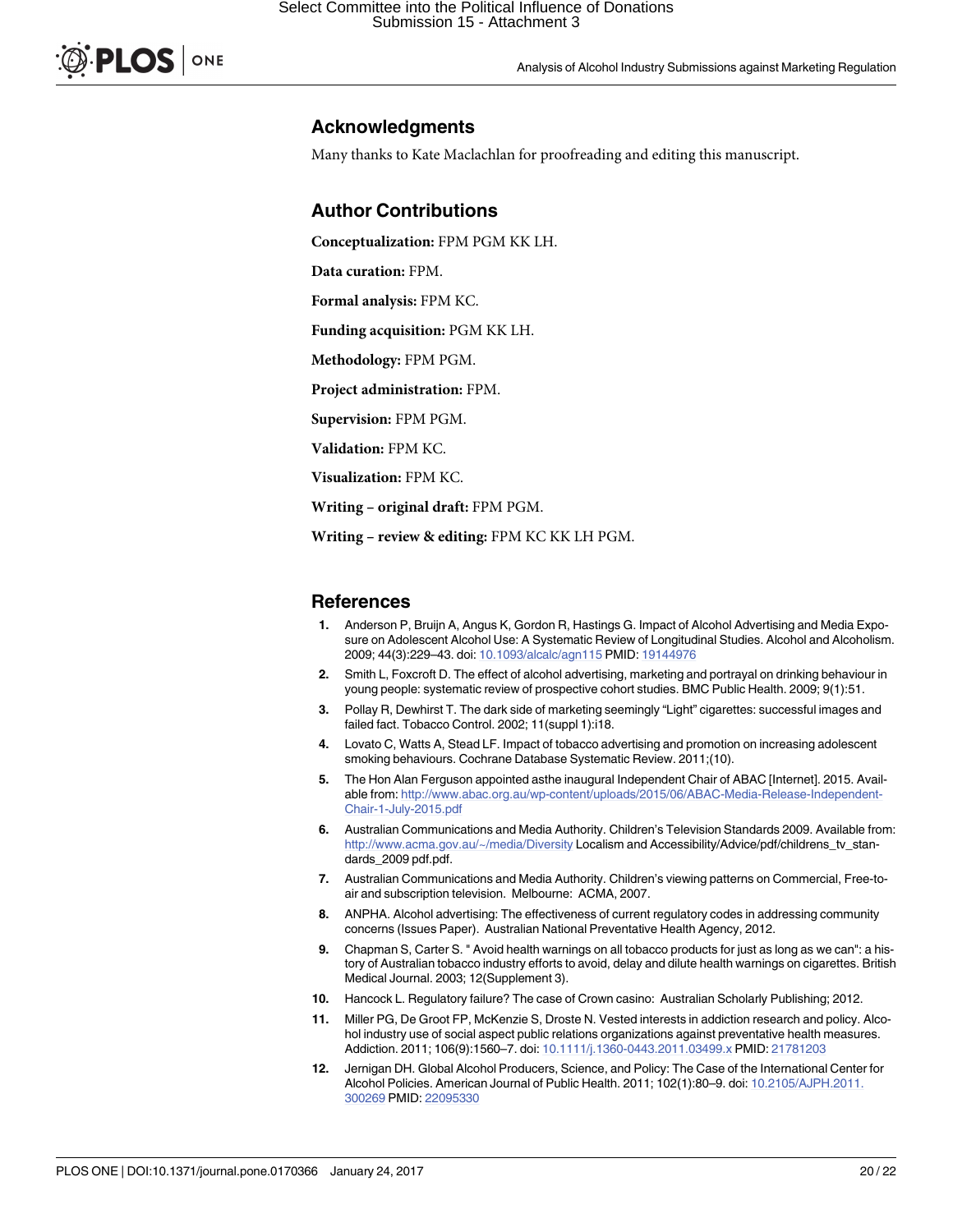## Acknowledgments

Many thanks to Kate Maclachlan for proofreading and editing this manuscript.

## Author Contributions

**Conceptualization:** FPM PGM KK LH.

**Data curation:** FPM.

**Formal analysis:** FPM KC.

**Funding acquisition:** PGM KK LH.

**Methodology:** FPM PGM.

**Project administration:** FPM.

**Supervision:** FPM PGM.

**Validation:** FPM KC.

**Visualization:** FPM KC.

**Writing – original draft:** FPM PGM.

**Writing – review & editing:** FPM KC KK LH PGM.

## References

1. Anderson P, Bruijn A, Angus K, Gordon R, Hastings G. Impact of Alcohol Advertising and Media Exposure on Adolescent Alcohol Use: A Systematic Review of Longitudinal Studies. Alcohol and Alcoholism. 2009; 44(3):229–43. doi: 10.1093/alcalc/agn115 PMID: 19144976
2. Smith L, Foxcroft D. The effect of alcohol advertising, marketing and portrayal on drinking behaviour in young people: systematic review of prospective cohort studies. BMC Public Health. 2009; 9(1):51.
3. Pollay R, Dewhirst T. The dark side of marketing seemingly "Light" cigarettes: successful images and failed fact. Tobacco Control. 2002; 11(suppl 1):i18.
4. Lovato C, Watts A, Stead LF. Impact of tobacco advertising and promotion on increasing adolescent smoking behaviours. Cochrane Database Systematic Review. 2011;(10).
5. The Hon Alan Ferguson appointed asthe inaugural Independent Chair of ABAC [Internet]. 2015. Available from: http://www.abac.org.au/wp-content/uploads/2015/06/ABAC-Media-Release-Independent-Chair-1-July-2015.pdf
6. Australian Communications and Media Authority. Children's Television Standards 2009. Available from: http://www.acma.gov.au/~/media/Diversity Localism and Accessibility/Advice/pdf/childrens_tv_standards_2009 pdf.pdf.
7. Australian Communications and Media Authority. Children's viewing patterns on Commercial, Free-to-air and subscription television. Melbourne: ACMA, 2007.
8. ANPHA. Alcohol advertising: The effectiveness of current regulatory codes in addressing community concerns (Issues Paper). Australian National Preventative Health Agency, 2012.
9. Chapman S, Carter S. " Avoid health warnings on all tobacco products for just as long as we can": a history of Australian tobacco industry efforts to avoid, delay and dilute health warnings on cigarettes. British Medical Journal. 2003; 12(Supplement 3).
10. Hancock L. Regulatory failure? The case of Crown casino: Australian Scholarly Publishing; 2012.
11. Miller PG, De Groot FP, McKenzie S, Droste N. Vested interests in addiction research and policy. Alcohol industry use of social aspect public relations organizations against preventative health measures. Addiction. 2011; 106(9):1560–7. doi: 10.1111/j.1360-0443.2011.03499.x PMID: 21781203
12. Jernigan DH. Global Alcohol Producers, Science, and Policy: The Case of the International Center for Alcohol Policies. American Journal of Public Health. 2011; 102(1):80–9. doi: 10.2105/AJPH.2011.300269 PMID: 22095330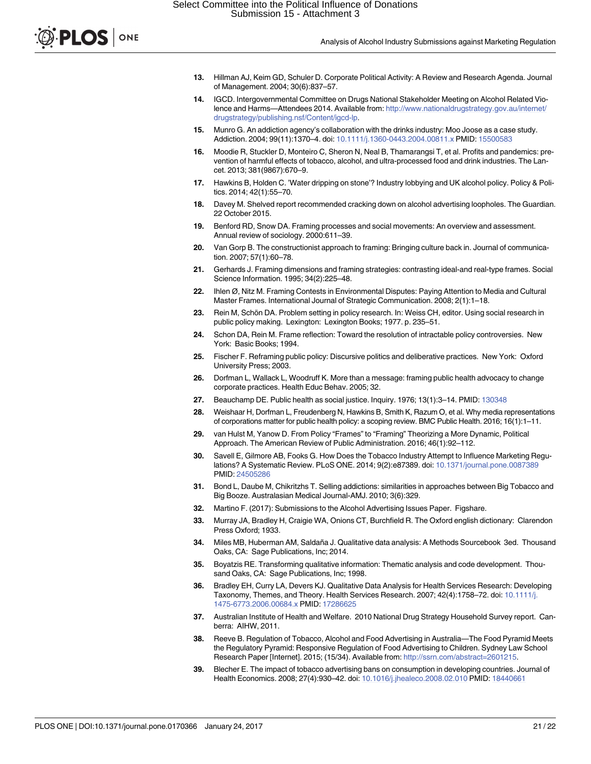13. Hillman AJ, Keim GD, Schuler D. Corporate Political Activity: A Review and Research Agenda. Journal of Management. 2004; 30(6):837–57.
14. IGCD. Intergovernmental Committee on Drugs National Stakeholder Meeting on Alcohol Related Violence and Harms—Attendees 2014. Available from: http://www.nationaldrugstrategy.gov.au/internet/drugstrategy/publishing.nsf/Content/igcd-lp.
15. Munro G. An addiction agency's collaboration with the drinks industry: Moo Joose as a case study. Addiction. 2004; 99(11):1370–4. doi: 10.1111/j.1360-0443.2004.00811.x PMID: 15500583
16. Moodie R, Stuckler D, Monteiro C, Sheron N, Neal B, Thamarangsi T, et al. Profits and pandemics: prevention of harmful effects of tobacco, alcohol, and ultra-processed food and drink industries. The Lancet. 2013; 381(9867):670–9.
17. Hawkins B, Holden C. 'Water dripping on stone'? Industry lobbying and UK alcohol policy. Policy & Politics. 2014; 42(1):55–70.
18. Davey M. Shelved report recommended cracking down on alcohol advertising loopholes. The Guardian. 22 October 2015.
19. Benford RD, Snow DA. Framing processes and social movements: An overview and assessment. Annual review of sociology. 2000:611–39.
20. Van Gorp B. The constructionist approach to framing: Bringing culture back in. Journal of communication. 2007; 57(1):60–78.
21. Gerhards J. Framing dimensions and framing strategies: contrasting ideal-and real-type frames. Social Science Information. 1995; 34(2):225–48.
22. Ihlen Ø, Nitz M. Framing Contests in Environmental Disputes: Paying Attention to Media and Cultural Master Frames. International Journal of Strategic Communication. 2008; 2(1):1–18.
23. Rein M, Schön DA. Problem setting in policy research. In: Weiss CH, editor. Using social research in public policy making. Lexington: Lexington Books; 1977. p. 235–51.
24. Schon DA, Rein M. Frame reflection: Toward the resolution of intractable policy controversies. New York: Basic Books; 1994.
25. Fischer F. Reframing public policy: Discursive politics and deliberative practices. New York: Oxford University Press; 2003.
26. Dorfman L, Wallack L, Woodruff K. More than a message: framing public health advocacy to change corporate practices. Health Educ Behav. 2005; 32.
27. Beauchamp DE. Public health as social justice. Inquiry. 1976; 13(1):3–14. PMID: 130348
28. Weishaar H, Dorfman L, Freudenberg N, Hawkins B, Smith K, Razum O, et al. Why media representations of corporations matter for public health policy: a scoping review. BMC Public Health. 2016; 16(1):1–11.
29. van Hulst M, Yanow D. From Policy "Frames" to "Framing" Theorizing a More Dynamic, Political Approach. The American Review of Public Administration. 2016; 46(1):92–112.
30. Savell E, Gilmore AB, Fooks G. How Does the Tobacco Industry Attempt to Influence Marketing Regulations? A Systematic Review. PLoS ONE. 2014; 9(2):e87389. doi: 10.1371/journal.pone.0087389 PMID: 24505286
31. Bond L, Daube M, Chikritzhs T. Selling addictions: similarities in approaches between Big Tobacco and Big Booze. Australasian Medical Journal-AMJ. 2010; 3(6):329.
32. Martino F. (2017): Submissions to the Alcohol Advertising Issues Paper. Figshare.
33. Murray JA, Bradley H, Craigie WA, Onions CT, Burchfield R. The Oxford english dictionary: Clarendon Press Oxford; 1933.
34. Miles MB, Huberman AM, Saldaña J. Qualitative data analysis: A Methods Sourcebook 3ed. Thousand Oaks, CA: Sage Publications, Inc; 2014.
35. Boyatzis RE. Transforming qualitative information: Thematic analysis and code development. Thousand Oaks, CA: Sage Publications, Inc; 1998.
36. Bradley EH, Curry LA, Devers KJ. Qualitative Data Analysis for Health Services Research: Developing Taxonomy, Themes, and Theory. Health Services Research. 2007; 42(4):1758–72. doi: 10.1111/j.1475-6773.2006.00684.x PMID: 17286625
37. Australian Institute of Health and Welfare. 2010 National Drug Strategy Household Survey report. Canberra: AIHW, 2011.
38. Reeve B. Regulation of Tobacco, Alcohol and Food Advertising in Australia—The Food Pyramid Meets the Regulatory Pyramid: Responsive Regulation of Food Advertising to Children. Sydney Law School Research Paper [Internet]. 2015; (15/34). Available from: http://ssrn.com/abstract=2601215.
39. Blecher E. The impact of tobacco advertising bans on consumption in developing countries. Journal of Health Economics. 2008; 27(4):930–42. doi: 10.1016/j.jhealeco.2008.02.010 PMID: 18440661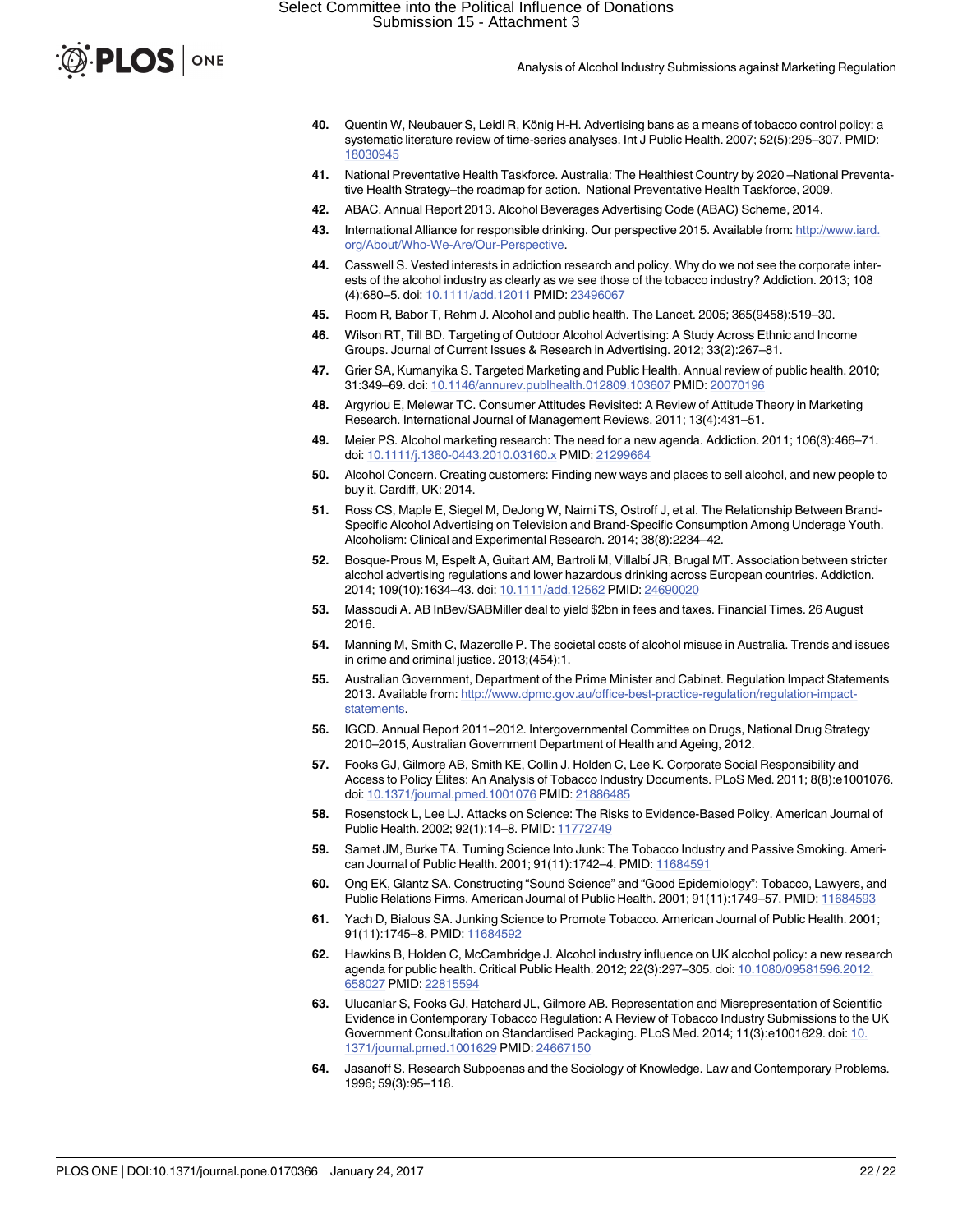40. Quentin W, Neubauer S, Leidl R, König H-H. Advertising bans as a means of tobacco control policy: a systematic literature review of time-series analyses. Int J Public Health. 2007; 52(5):295–307. PMID: 18030945
41. National Preventative Health Taskforce. Australia: The Healthiest Country by 2020 –National Preventative Health Strategy–the roadmap for action. National Preventative Health Taskforce, 2009.
42. ABAC. Annual Report 2013. Alcohol Beverages Advertising Code (ABAC) Scheme, 2014.
43. International Alliance for responsible drinking. Our perspective 2015. Available from: http://www.iard.org/About/Who-We-Are/Our-Perspective.
44. Casswell S. Vested interests in addiction research and policy. Why do we not see the corporate interests of the alcohol industry as clearly as we see those of the tobacco industry? Addiction. 2013; 108 (4):680–5. doi: 10.1111/add.12011 PMID: 23496067
45. Room R, Babor T, Rehm J. Alcohol and public health. The Lancet. 2005; 365(9458):519–30.
46. Wilson RT, Till BD. Targeting of Outdoor Alcohol Advertising: A Study Across Ethnic and Income Groups. Journal of Current Issues & Research in Advertising. 2012; 33(2):267–81.
47. Grier SA, Kumanyika S. Targeted Marketing and Public Health. Annual review of public health. 2010; 31:349–69. doi: 10.1146/annurev.publhealth.012809.103607 PMID: 20070196
48. Argyriou E, Melewar TC. Consumer Attitudes Revisited: A Review of Attitude Theory in Marketing Research. International Journal of Management Reviews. 2011; 13(4):431–51.
49. Meier PS. Alcohol marketing research: The need for a new agenda. Addiction. 2011; 106(3):466–71. doi: 10.1111/j.1360-0443.2010.03160.x PMID: 21299664
50. Alcohol Concern. Creating customers: Finding new ways and places to sell alcohol, and new people to buy it. Cardiff, UK: 2014.
51. Ross CS, Maple E, Siegel M, DeJong W, Naimi TS, Ostroff J, et al. The Relationship Between Brand-Specific Alcohol Advertising on Television and Brand-Specific Consumption Among Underage Youth. Alcoholism: Clinical and Experimental Research. 2014; 38(8):2234–42.
52. Bosque-Prous M, Espelt A, Guitart AM, Bartroli M, Villalbí JR, Brugal MT. Association between stricter alcohol advertising regulations and lower hazardous drinking across European countries. Addiction. 2014; 109(10):1634–43. doi: 10.1111/add.12562 PMID: 24690020
53. Massoudi A. AB InBev/SABMiller deal to yield $2bn in fees and taxes. Financial Times. 26 August 2016.
54. Manning M, Smith C, Mazerolle P. The societal costs of alcohol misuse in Australia. Trends and issues in crime and criminal justice. 2013;(454):1.
55. Australian Government, Department of the Prime Minister and Cabinet. Regulation Impact Statements 2013. Available from: http://www.dpmc.gov.au/office-best-practice-regulation/regulation-impact-statements.
56. IGCD. Annual Report 2011–2012. Intergovernmental Committee on Drugs, National Drug Strategy 2010–2015, Australian Government Department of Health and Ageing, 2012.
57. Fooks GJ, Gilmore AB, Smith KE, Collin J, Holden C, Lee K. Corporate Social Responsibility and Access to Policy Élites: An Analysis of Tobacco Industry Documents. PLoS Med. 2011; 8(8):e1001076. doi: 10.1371/journal.pmed.1001076 PMID: 21886485
58. Rosenstock L, Lee LJ. Attacks on Science: The Risks to Evidence-Based Policy. American Journal of Public Health. 2002; 92(1):14–8. PMID: 11772749
59. Samet JM, Burke TA. Turning Science Into Junk: The Tobacco Industry and Passive Smoking. American Journal of Public Health. 2001; 91(11):1742–4. PMID: 11684591
60. Ong EK, Glantz SA. Constructing "Sound Science" and "Good Epidemiology": Tobacco, Lawyers, and Public Relations Firms. American Journal of Public Health. 2001; 91(11):1749–57. PMID: 11684593
61. Yach D, Bialous SA. Junking Science to Promote Tobacco. American Journal of Public Health. 2001; 91(11):1745–8. PMID: 11684592
62. Hawkins B, Holden C, McCambridge J. Alcohol industry influence on UK alcohol policy: a new research agenda for public health. Critical Public Health. 2012; 22(3):297–305. doi: 10.1080/09581596.2012.658027 PMID: 22815594
63. Ulucanlar S, Fooks GJ, Hatchard JL, Gilmore AB. Representation and Misrepresentation of Scientific Evidence in Contemporary Tobacco Regulation: A Review of Tobacco Industry Submissions to the UK Government Consultation on Standardised Packaging. PLoS Med. 2014; 11(3):e1001629. doi: 10.1371/journal.pmed.1001629 PMID: 24667150
64. Jasanoff S. Research Subpoenas and the Sociology of Knowledge. Law and Contemporary Problems. 1996; 59(3):95–118.